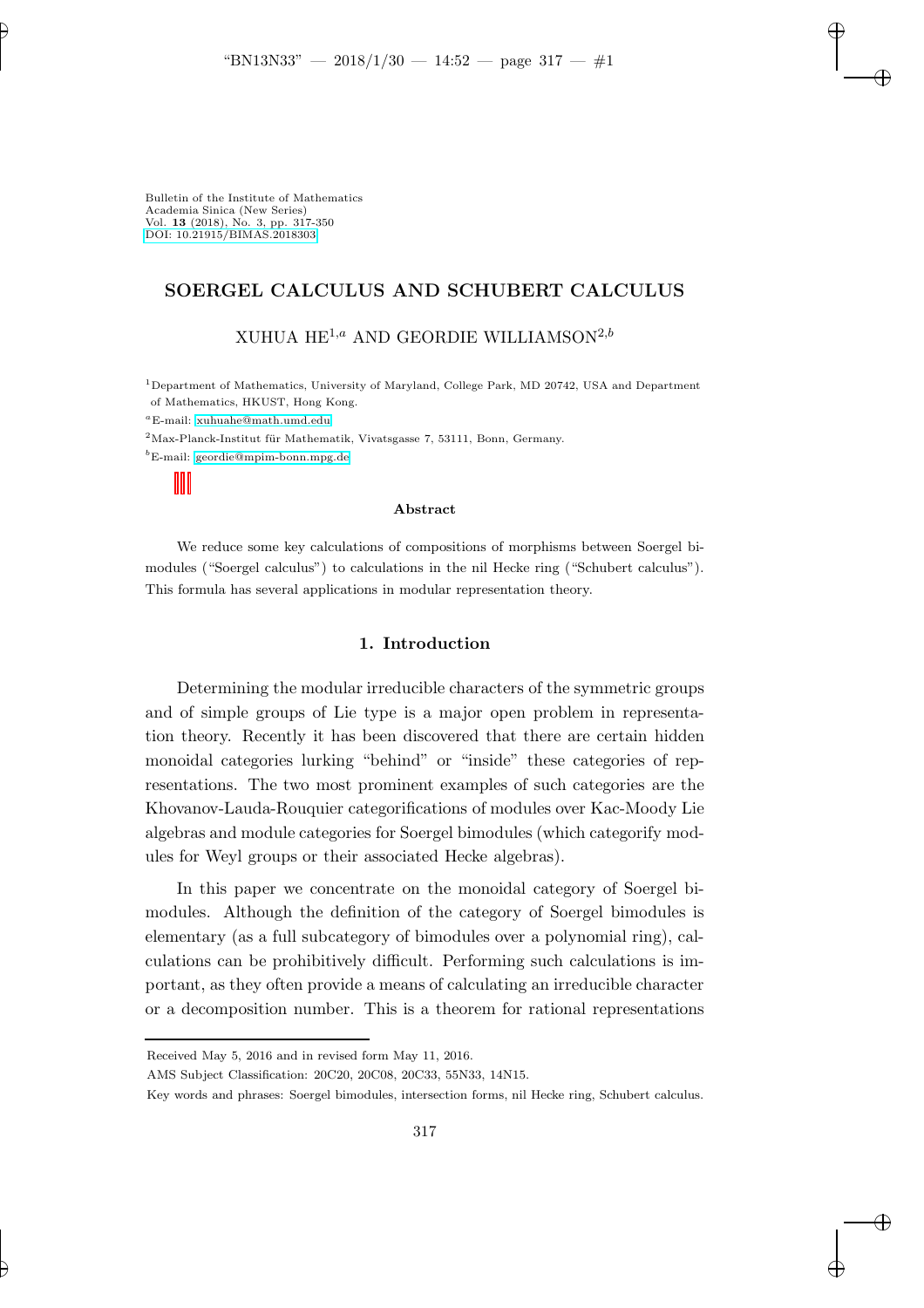Bulletin of the Institute of Mathematics
Academia Sinica (New Series)
Vol. **13** (2018), No. 3, pp. 317-350
DOI: 10.21915/BIMAS.2018303

# SOERGEL CALCULUS AND SCHUBERT CALCULUS

XUHUA HE[1,a] AND GEORDIE WILLIAMSON[2,b]

[1]Department of Mathematics, University of Maryland, College Park, MD 20742, USA and Department of Mathematics, HKUST, Hong Kong.

[a]E-mail: xuhuahe@math.umd.edu

[2]Max-Planck-Institut für Mathematik, Vivatsgasse 7, 53111, Bonn, Germany.

[b]E-mail: geordie@mpim-bonn.mpg.de

#### Abstract

We reduce some key calculations of compositions of morphisms between Soergel bimodules ("Soergel calculus") to calculations in the nil Hecke ring ("Schubert calculus"). This formula has several applications in modular representation theory.

## 1. Introduction

Determining the modular irreducible characters of the symmetric groups and of simple groups of Lie type is a major open problem in representation theory. Recently it has been discovered that there are certain hidden monoidal categories lurking "behind" or "inside" these categories of representations. The two most prominent examples of such categories are the Khovanov-Lauda-Rouquier categorifications of modules over Kac-Moody Lie algebras and module categories for Soergel bimodules (which categorify modules for Weyl groups or their associated Hecke algebras).

In this paper we concentrate on the monoidal category of Soergel bimodules. Although the definition of the category of Soergel bimodules is elementary (as a full subcategory of bimodules over a polynomial ring), calculations can be prohibitively difficult. Performing such calculations is important, as they often provide a means of calculating an irreducible character or a decomposition number. This is a theorem for rational representations

Received May 5, 2016 and in revised form May 11, 2016.

AMS Subject Classification: 20C20, 20C08, 20C33, 55N33, 14N15.

Key words and phrases: Soergel bimodules, intersection forms, nil Hecke ring, Schubert calculus.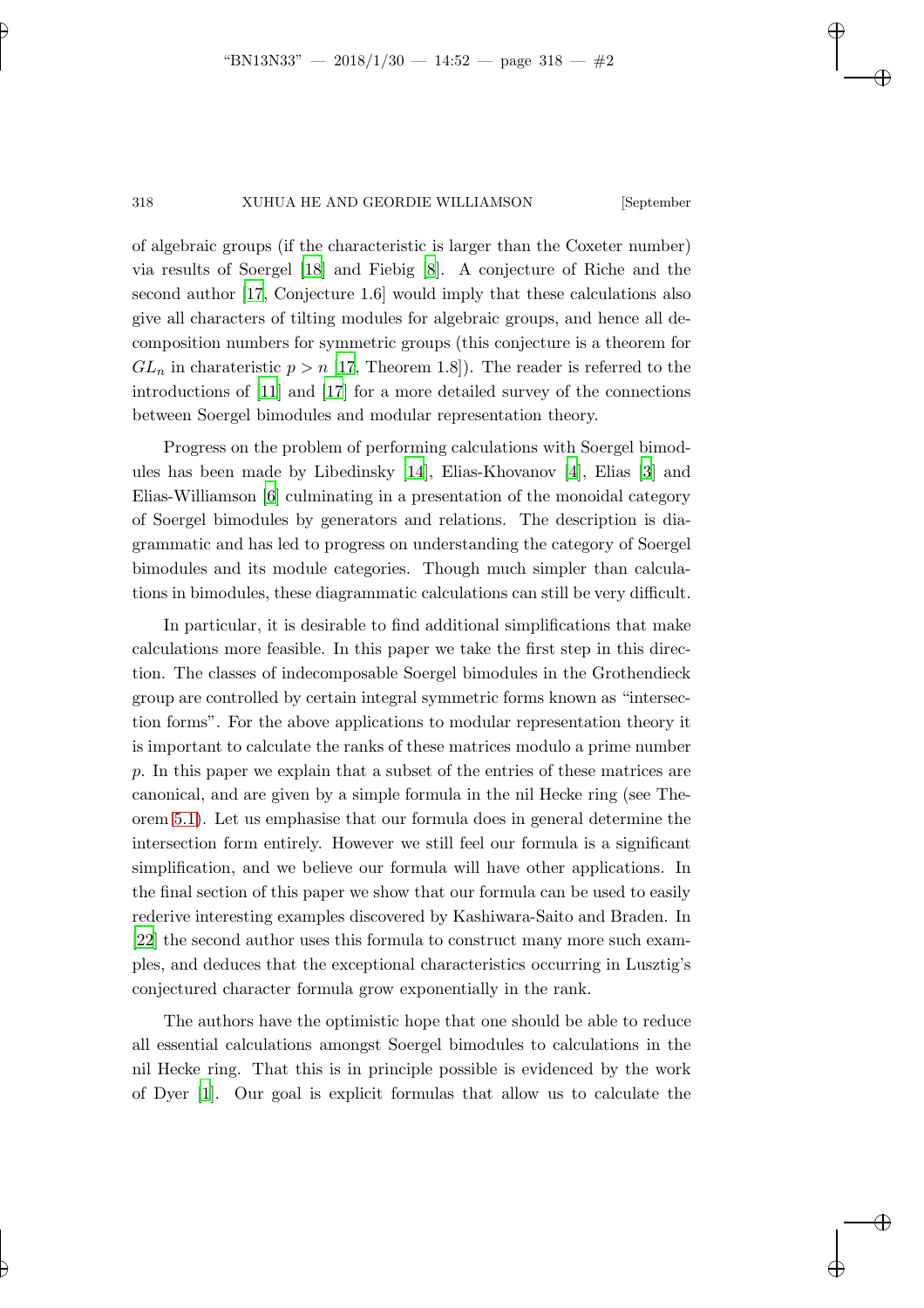of algebraic groups (if the characteristic is larger than the Coxeter number) via results of Soergel [18] and Fiebig [8]. A conjecture of Riche and the second author [17, Conjecture 1.6] would imply that these calculations also give all characters of tilting modules for algebraic groups, and hence all decomposition numbers for symmetric groups (this conjecture is a theorem for $GL_n$ in charateristic $p > n$ [17, Theorem 1.8]). The reader is referred to the introductions of [11] and [17] for a more detailed survey of the connections between Soergel bimodules and modular representation theory.

Progress on the problem of performing calculations with Soergel bimodules has been made by Libedinsky [14], Elias-Khovanov [4], Elias [3] and Elias-Williamson [6] culminating in a presentation of the monoidal category of Soergel bimodules by generators and relations. The description is diagrammatic and has led to progress on understanding the category of Soergel bimodules and its module categories. Though much simpler than calculations in bimodules, these diagrammatic calculations can still be very difficult.

In particular, it is desirable to find additional simplifications that make calculations more feasible. In this paper we take the first step in this direction. The classes of indecomposable Soergel bimodules in the Grothendieck group are controlled by certain integral symmetric forms known as "intersection forms". For the above applications to modular representation theory it is important to calculate the ranks of these matrices modulo a prime number $p$. In this paper we explain that a subset of the entries of these matrices are canonical, and are given by a simple formula in the nil Hecke ring (see Theorem 5.1). Let us emphasise that our formula does in general determine the intersection form entirely. However we still feel our formula is a significant simplification, and we believe our formula will have other applications. In the final section of this paper we show that our formula can be used to easily rederive interesting examples discovered by Kashiwara-Saito and Braden. In [22] the second author uses this formula to construct many more such examples, and deduces that the exceptional characteristics occurring in Lusztig's conjectured character formula grow exponentially in the rank.

The authors have the optimistic hope that one should be able to reduce all essential calculations amongst Soergel bimodules to calculations in the nil Hecke ring. That this is in principle possible is evidenced by the work of Dyer [1]. Our goal is explicit formulas that allow us to calculate the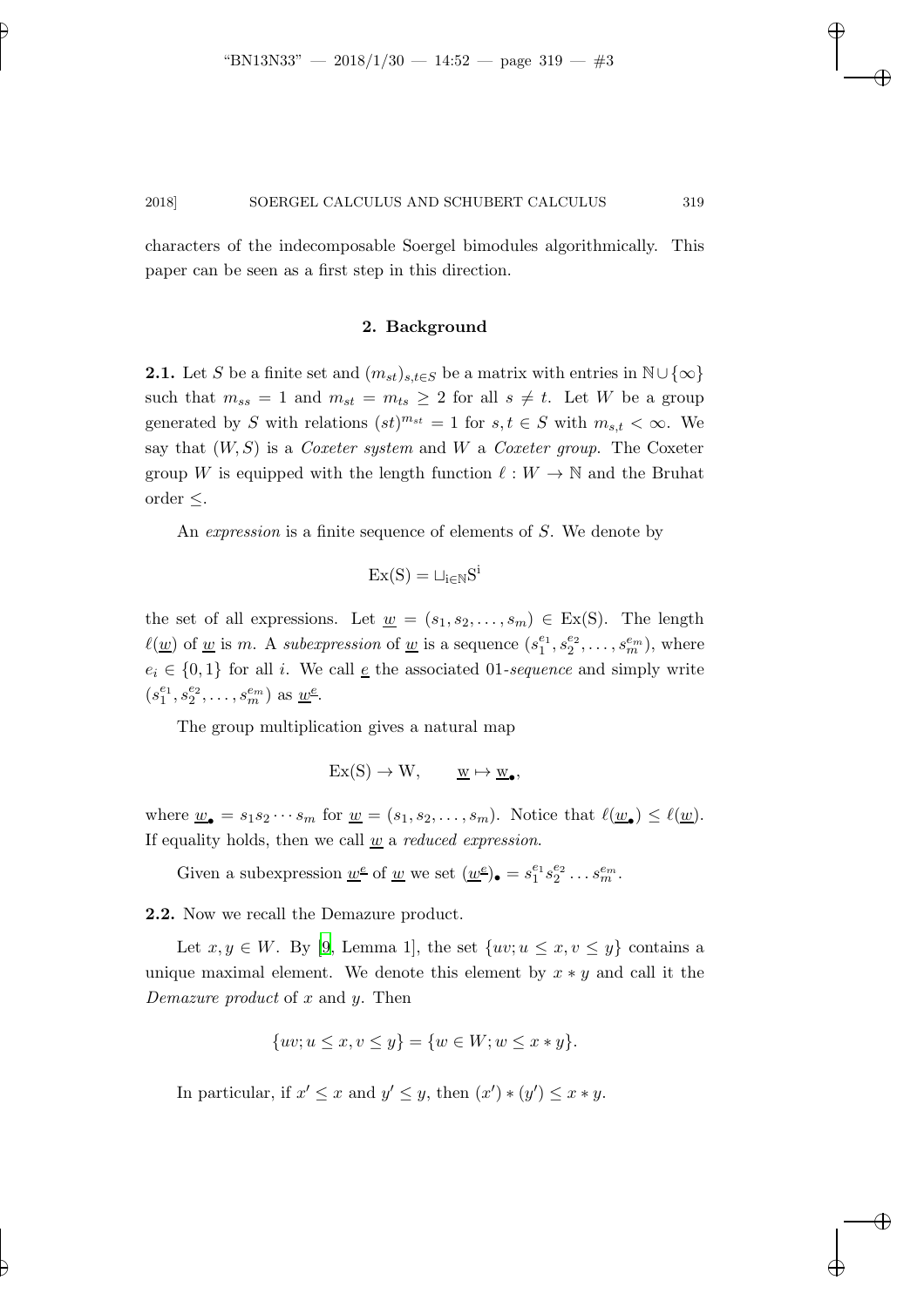characters of the indecomposable Soergel bimodules algorithmically. This paper can be seen as a first step in this direction.

## 2. Background

**2.1.** Let $S$ be a finite set and $(m_{st})_{s,t\in S}$ be a matrix with entries in $\mathbb{N}\cup\{\infty\}$ such that $m_{ss} = 1$ and $m_{st} = m_{ts} \geq 2$ for all $s \neq t$. Let $W$ be a group generated by $S$ with relations $(st)^{m_{st}} = 1$ for $s, t \in S$ with $m_{s,t} < \infty$. We say that $(W, S)$ is a *Coxeter system* and $W$ a *Coxeter group*. The Coxeter group $W$ is equipped with the length function $\ell : W \to \mathbb{N}$ and the Bruhat order $\leq$.

An *expression* is a finite sequence of elements of $S$. We denote by

$$\mathrm{Ex(S)} = \sqcup_{\mathrm{i}\in\mathbb{N}}\mathrm{S}^{\mathrm{i}}$$

the set of all expressions. Let $\underline{w} = (s_1, s_2, \ldots, s_m) \in \mathrm{Ex(S)}$. The length $\ell(\underline{w})$ of $\underline{w}$ is $m$. A *subexpression* of $\underline{w}$ is a sequence $(s_1^{e_1}, s_2^{e_2}, \ldots, s_m^{e_m})$, where $e_i \in \{0, 1\}$ for all $i$. We call $\underline{e}$ the associated 01-*sequence* and simply write $(s_1^{e_1}, s_2^{e_2}, \ldots, s_m^{e_m})$ as $\underline{w}^{\underline{e}}$.

The group multiplication gives a natural map

$$\mathrm{Ex(S)} \to \mathrm{W}, \qquad \underline{\mathrm{w}} \mapsto \underline{\mathrm{w}}_\bullet,$$

where $\underline{w}_\bullet = s_1 s_2 \cdots s_m$ for $\underline{w} = (s_1, s_2, \ldots, s_m)$. Notice that $\ell(\underline{w}_\bullet) \leq \ell(\underline{w})$. If equality holds, then we call $\underline{w}$ a *reduced expression*.

Given a subexpression $\underline{w}^{\underline{e}}$ of $\underline{w}$ we set $(\underline{w}^{\underline{e}})_\bullet = s_1^{e_1} s_2^{e_2} \ldots s_m^{e_m}$.

**2.2.** Now we recall the Demazure product.

Let $x, y \in W$. By [9, Lemma 1], the set $\{uv; u \leq x, v \leq y\}$ contains a unique maximal element. We denote this element by $x * y$ and call it the *Demazure product* of $x$ and $y$. Then

$$\{uv; u \leq x, v \leq y\} = \{w \in W; w \leq x * y\}.$$

In particular, if $x' \leq x$ and $y' \leq y$, then $(x') * (y') \leq x * y$.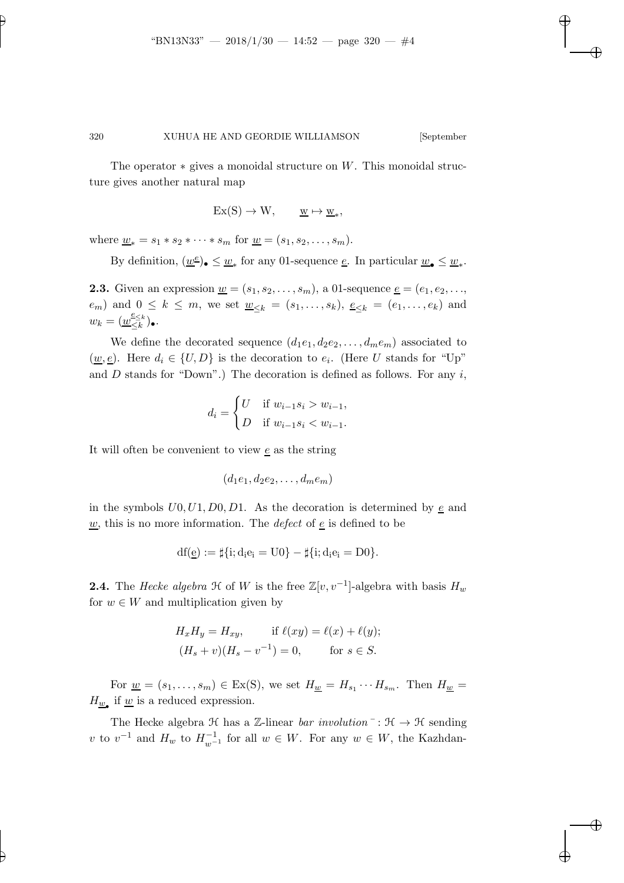The operator $*$ gives a monoidal structure on $W$. This monoidal structure gives another natural map

$$\mathrm{Ex(S)} \to \mathrm{W}, \qquad \underline{\mathrm{w}} \mapsto \underline{\mathrm{w}}_*,$$

where $\underline{w}_* = s_1 * s_2 * \cdots * s_m$ for $\underline{w} = (s_1, s_2, \ldots, s_m)$.

By definition, $(\underline{w}^{\underline{e}})_\bullet \leq \underline{w}_*$ for any 01-sequence $\underline{e}$. In particular $\underline{w}_\bullet \leq \underline{w}_*$.

**2.3.** Given an expression $\underline{w} = (s_1, s_2, \ldots, s_m)$, a 01-sequence $\underline{e} = (e_1, e_2, \ldots, e_m)$ and $0 \leq k \leq m$, we set $\underline{w}_{\leq k} = (s_1, \ldots, s_k)$, $\underline{e}_{\leq k} = (e_1, \ldots, e_k)$ and $w_k = (\underline{w}_{\leq k}^{\underline{e}_{\leq k}})_\bullet$.

We define the decorated sequence $(d_1e_1, d_2e_2, \ldots, d_me_m)$ associated to $(\underline{w}, \underline{e})$. Here $d_i \in \{U, D\}$ is the decoration to $e_i$. (Here $U$ stands for "Up" and $D$ stands for "Down".) The decoration is defined as follows. For any $i$,

$$d_i = \begin{cases} U & \text{if } w_{i-1}s_i > w_{i-1}, \\ D & \text{if } w_{i-1}s_i < w_{i-1}. \end{cases}$$

It will often be convenient to view $\underline{e}$ as the string

$$(d_1e_1, d_2e_2, \ldots, d_me_m)$$

in the symbols $U0, U1, D0, D1$. As the decoration is determined by $\underline{e}$ and $\underline{w}$, this is no more information. The *defect* of $\underline{e}$ is defined to be

$$\mathrm{df}(\underline{\mathrm{e}}) := \sharp\{\mathrm{i}; \mathrm{d_ie_i} = \mathrm{U0}\} - \sharp\{\mathrm{i}; \mathrm{d_ie_i} = \mathrm{D0}\}.$$

**2.4.** The *Hecke algebra* $\mathcal{H}$ of $W$ is the free $\mathbb{Z}[v, v^{-1}]$-algebra with basis $H_w$ for $w \in W$ and multiplication given by

$$\begin{aligned} H_xH_y &= H_{xy}, \qquad \text{if } \ell(xy) = \ell(x) + \ell(y); \\ (H_s + v)(H_s - v^{-1}) &= 0, \qquad \text{for } s \in S. \end{aligned}$$

For $\underline{w} = (s_1, \ldots, s_m) \in \mathrm{Ex(S)}$, we set $H_{\underline{w}} = H_{s_1} \cdots H_{s_m}$. Then $H_{\underline{w}} = H_{\underline{w}_\bullet}$ if $\underline{w}$ is a reduced expression.

The Hecke algebra $\mathcal{H}$ has a $\mathbb{Z}$-linear *bar involution* $\bar{\ }: \mathcal{H} \to \mathcal{H}$ sending $v$ to $v^{-1}$ and $H_w$ to $H_{w^{-1}}^{-1}$ for all $w \in W$. For any $w \in W$, the Kazhdan-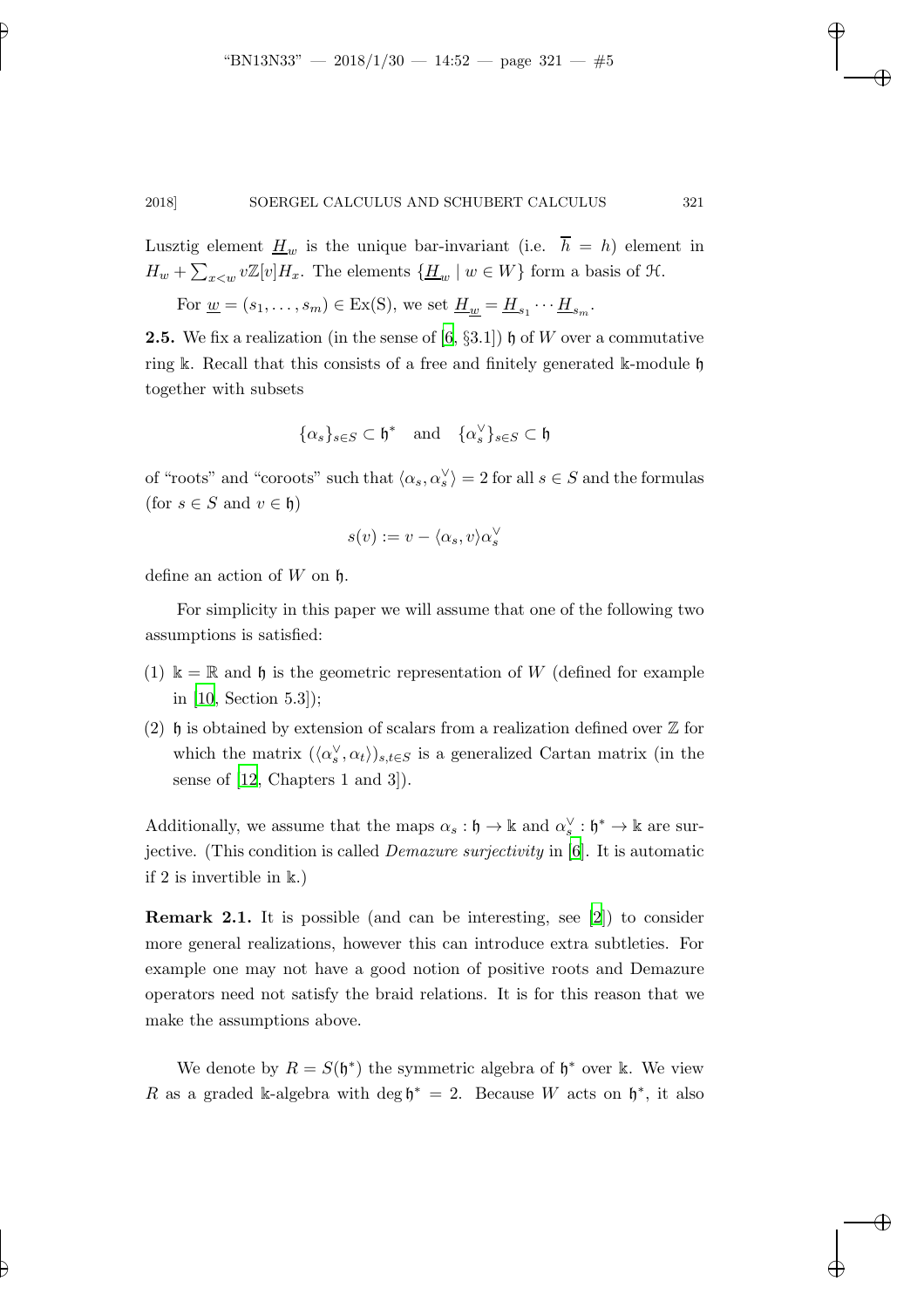Lusztig element $\underline{H}_w$ is the unique bar-invariant (i.e. $\overline{h} = h$) element in $H_w + \sum_{x<w} v\mathbb{Z}[v]H_x$. The elements $\{\underline{H}_w \mid w \in W\}$ form a basis of $\mathcal{H}$.

For $\underline{w} = (s_1, \dots, s_m) \in \mathrm{Ex}(\mathrm{S})$, we set $\underline{H}_{\underline{w}} = \underline{H}_{s_1} \cdots \underline{H}_{s_m}$.

**2.5.** We fix a realization (in the sense of [6, §3.1]) $\mathfrak{h}$ of $W$ over a commutative ring $\Bbbk$. Recall that this consists of a free and finitely generated $\Bbbk$-module $\mathfrak{h}$ together with subsets

$$\{\alpha_s\}_{s\in S} \subset \mathfrak{h}^* \quad \text{and} \quad \{\alpha_s^\vee\}_{s\in S} \subset \mathfrak{h}$$

of "roots" and "coroots" such that $\langle \alpha_s, \alpha_s^\vee \rangle = 2$ for all $s \in S$ and the formulas (for $s \in S$ and $v \in \mathfrak{h}$)

$$s(v) := v - \langle \alpha_s, v \rangle \alpha_s^\vee$$

define an action of $W$ on $\mathfrak{h}$.

For simplicity in this paper we will assume that one of the following two assumptions is satisfied:

(1) $\Bbbk = \mathbb{R}$ and $\mathfrak{h}$ is the geometric representation of $W$ (defined for example in [10, Section 5.3]);

(2) $\mathfrak{h}$ is obtained by extension of scalars from a realization defined over $\mathbb{Z}$ for which the matrix $(\langle \alpha_s^\vee, \alpha_t \rangle)_{s,t\in S}$ is a generalized Cartan matrix (in the sense of [12, Chapters 1 and 3]).

Additionally, we assume that the maps $\alpha_s : \mathfrak{h} \to \Bbbk$ and $\alpha_s^\vee : \mathfrak{h}^* \to \Bbbk$ are surjective. (This condition is called *Demazure surjectivity* in [6]. It is automatic if 2 is invertible in $\Bbbk$.)

**Remark 2.1.** It is possible (and can be interesting, see [2]) to consider more general realizations, however this can introduce extra subtleties. For example one may not have a good notion of positive roots and Demazure operators need not satisfy the braid relations. It is for this reason that we make the assumptions above.

We denote by $R = S(\mathfrak{h}^*)$ the symmetric algebra of $\mathfrak{h}^*$ over $\Bbbk$. We view $R$ as a graded $\Bbbk$-algebra with $\deg \mathfrak{h}^* = 2$. Because $W$ acts on $\mathfrak{h}^*$, it also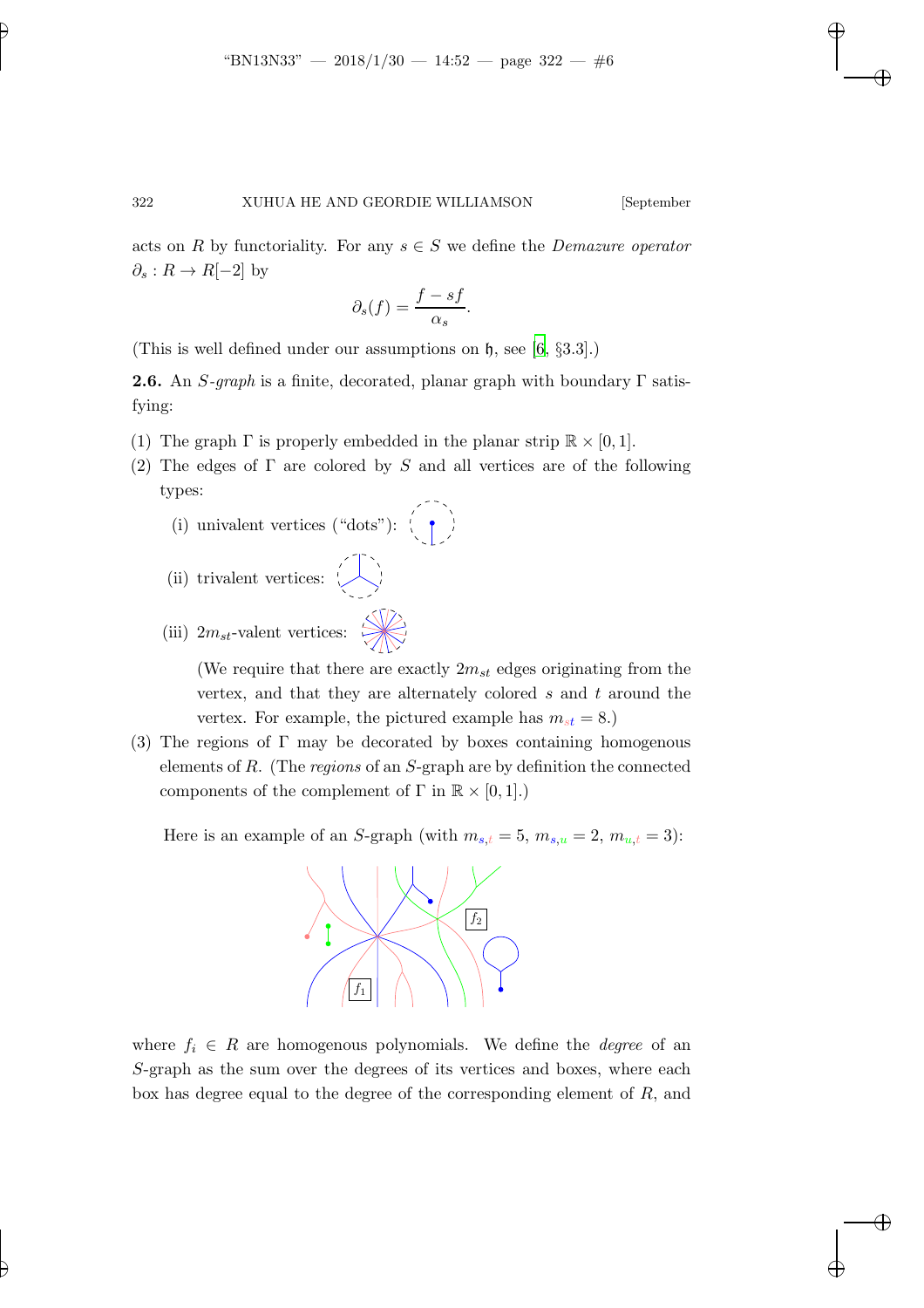acts on $R$ by functoriality. For any $s \in S$ we define the *Demazure operator* $\partial_s : R \to R[-2]$ by

$$\partial_s(f) = \frac{f - sf}{\alpha_s}.$$

(This is well defined under our assumptions on $\mathfrak{h}$, see [6, §3.3].)

**2.6.** An *S-graph* is a finite, decorated, planar graph with boundary $\Gamma$ satisfying:

(1) The graph $\Gamma$ is properly embedded in the planar strip $\mathbb{R} \times [0, 1]$.

(2) The edges of $\Gamma$ are colored by $S$ and all vertices are of the following types:

   (i) univalent vertices ("dots"):

   (ii) trivalent vertices:

   (iii) $2m_{st}$-valent vertices:

   (We require that there are exactly $2m_{st}$ edges originating from the vertex, and that they are alternately colored $s$ and $t$ around the vertex. For example, the pictured example has $m_{st} = 8$.)

(3) The regions of $\Gamma$ may be decorated by boxes containing homogenous elements of $R$. (The *regions* of an $S$-graph are by definition the connected components of the complement of $\Gamma$ in $\mathbb{R} \times [0, 1]$.)

Here is an example of an $S$-graph (with $m_{s,t} = 5$, $m_{s,u} = 2$, $m_{u,t} = 3$):

where $f_i \in R$ are homogenous polynomials. We define the *degree* of an $S$-graph as the sum over the degrees of its vertices and boxes, where each box has degree equal to the degree of the corresponding element of $R$, and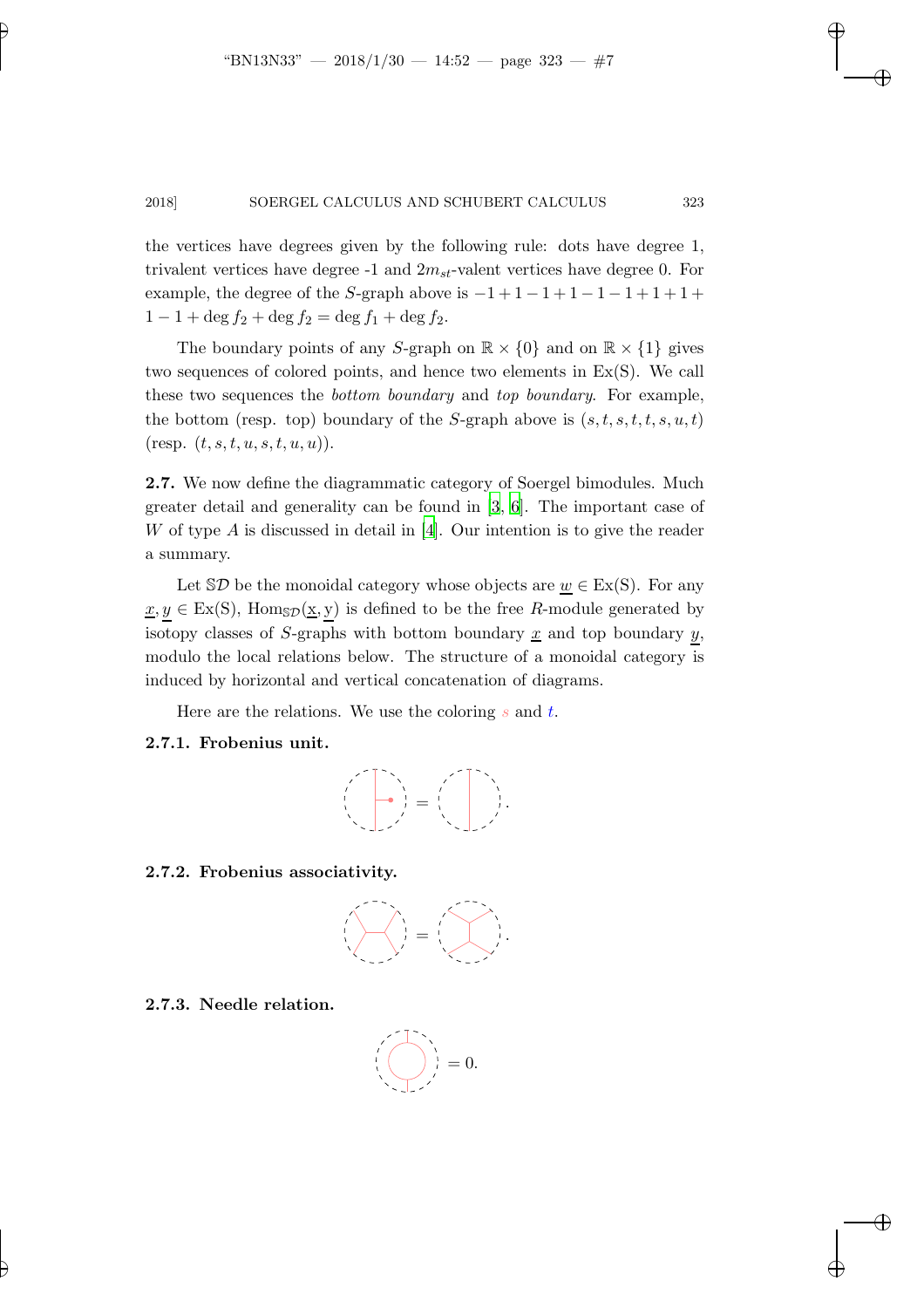the vertices have degrees given by the following rule: dots have degree 1, trivalent vertices have degree -1 and $2m_{st}$-valent vertices have degree 0. For example, the degree of the $S$-graph above is $-1+1-1+1-1-1+1+1+1-1+\deg f_2+\deg f_2 = \deg f_1 + \deg f_2$.

The boundary points of any $S$-graph on $\mathbb{R}\times\{0\}$ and on $\mathbb{R}\times\{1\}$ gives two sequences of colored points, and hence two elements in Ex(S). We call these two sequences the *bottom boundary* and *top boundary*. For example, the bottom (resp. top) boundary of the $S$-graph above is $(s,t,s,t,t,s,u,t)$ (resp. $(t,s,t,u,s,t,u,u)$).

**2.7.** We now define the diagrammatic category of Soergel bimodules. Much greater detail and generality can be found in [3, 6]. The important case of $W$ of type $A$ is discussed in detail in [4]. Our intention is to give the reader a summary.

Let $\mathbb{SD}$ be the monoidal category whose objects are $\underline{w}\in$ Ex(S). For any $\underline{x},\underline{y}\in$ Ex(S), $\mathrm{Hom}_{\mathbb{SD}}(\underline{x},\underline{y})$ is defined to be the free $R$-module generated by isotopy classes of $S$-graphs with bottom boundary $\underline{x}$ and top boundary $\underline{y}$, modulo the local relations below. The structure of a monoidal category is induced by horizontal and vertical concatenation of diagrams.

Here are the relations. We use the coloring $s$ and $t$.

### 2.7.1. Frobenius unit.

### 2.7.2. Frobenius associativity.

### 2.7.3. Needle relation.

$$= 0.$$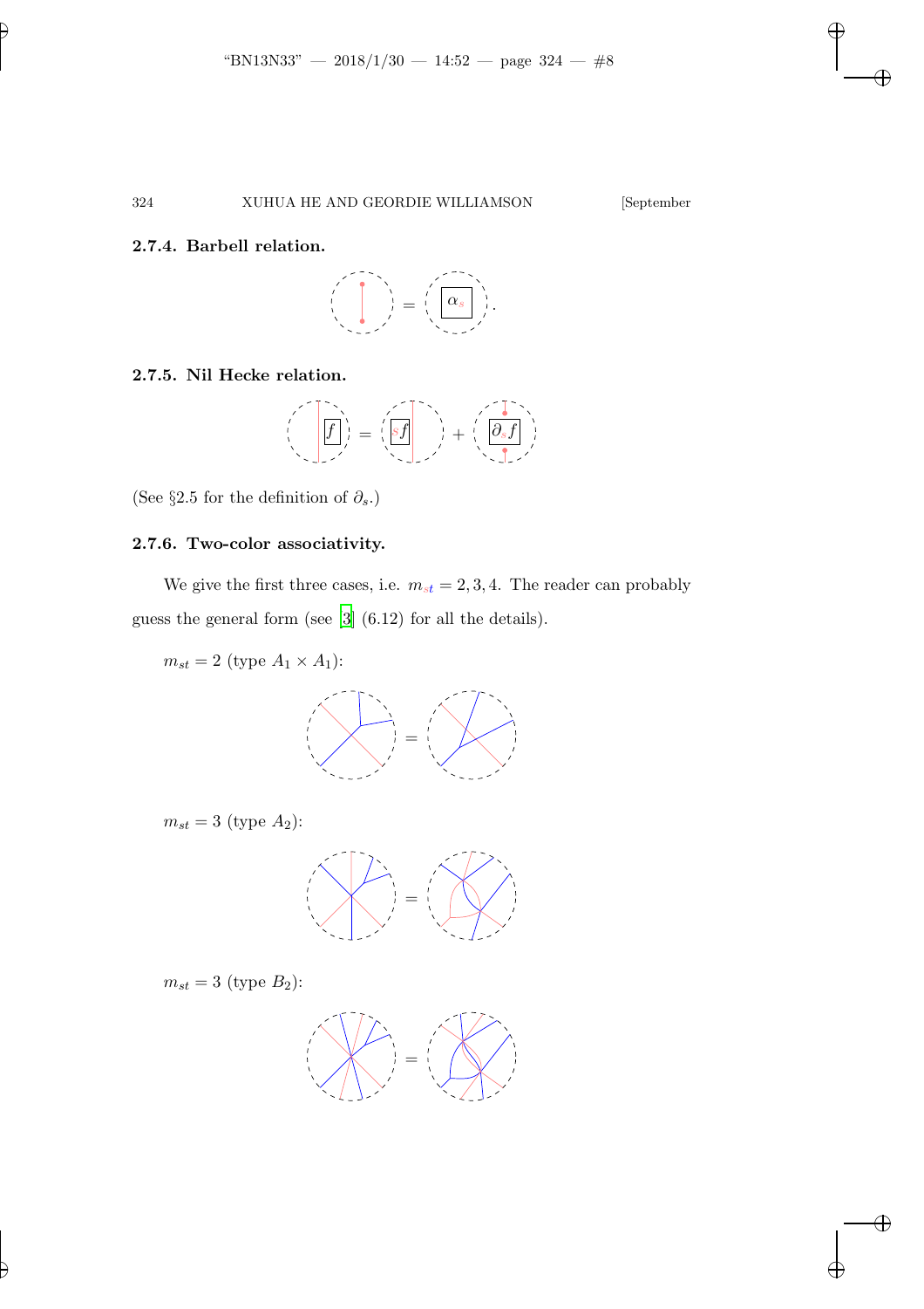#### 2.7.4. Barbell relation.

#### 2.7.5. Nil Hecke relation.

(See §2.5 for the definition of $\partial_s$.)

#### 2.7.6. Two-color associativity.

We give the first three cases, i.e. $m_{st} = 2, 3, 4$. The reader can probably guess the general form (see [3] (6.12) for all the details).

$m_{st} = 2$ (type $A_1 \times A_1$):

$m_{st} = 3$ (type $A_2$):

$m_{st} = 3$ (type $B_2$):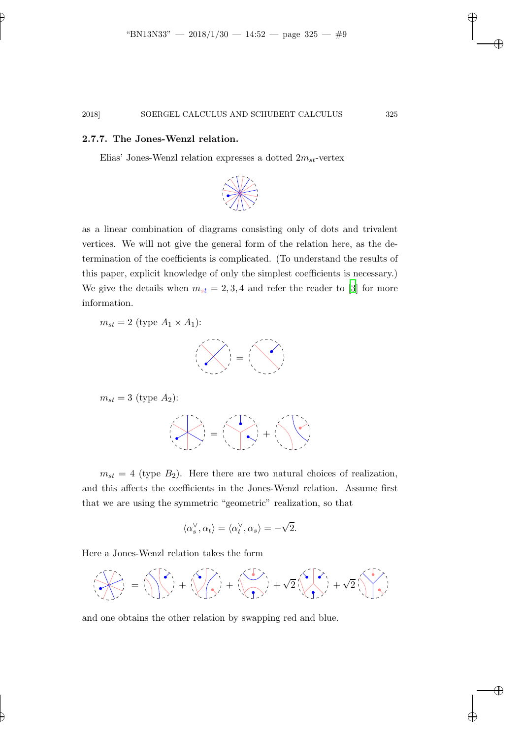### 2.7.7. The Jones-Wenzl relation.

Elias' Jones-Wenzl relation expresses a dotted $2m_{st}$-vertex

as a linear combination of diagrams consisting only of dots and trivalent vertices. We will not give the general form of the relation here, as the determination of the coefficients is complicated. (To understand the results of this paper, explicit knowledge of only the simplest coefficients is necessary.) We give the details when $m_{st} = 2, 3, 4$ and refer the reader to [3] for more information.

$m_{st} = 2$ (type $A_1 \times A_1$):

$m_{st} = 3$ (type $A_2$):

$m_{st} = 4$ (type $B_2$). Here there are two natural choices of realization, and this affects the coefficients in the Jones-Wenzl relation. Assume first that we are using the symmetric "geometric" realization, so that

$$\langle \alpha_s^\vee, \alpha_t \rangle = \langle \alpha_t^\vee, \alpha_s \rangle = -\sqrt{2}.$$

Here a Jones-Wenzl relation takes the form

$$= \quad + \quad + \quad + \sqrt{2} \quad + \sqrt{2}$$

and one obtains the other relation by swapping red and blue.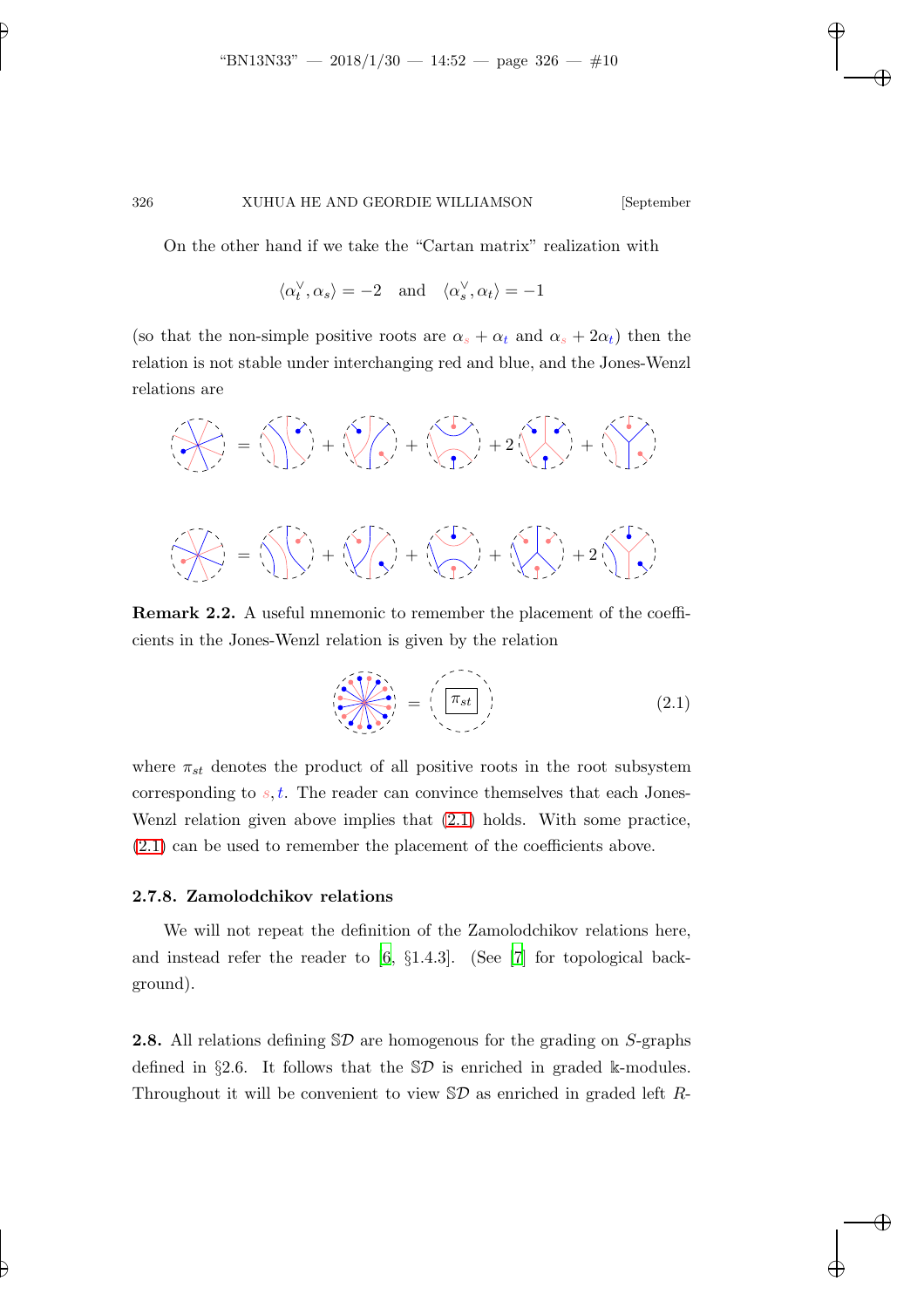On the other hand if we take the "Cartan matrix" realization with

$$\langle \alpha_t^\vee, \alpha_s \rangle = -2 \quad \text{and} \quad \langle \alpha_s^\vee, \alpha_t \rangle = -1$$

(so that the non-simple positive roots are $\alpha_s + \alpha_t$ and $\alpha_s + 2\alpha_t$) then the relation is not stable under interchanging red and blue, and the Jones-Wenzl relations are

**Remark 2.2.** A useful mnemonic to remember the placement of the coefficients in the Jones-Wenzl relation is given by the relation

$$= \boxed{\pi_{st}} \tag{2.1}$$

where $\pi_{st}$ denotes the product of all positive roots in the root subsystem corresponding to $s, t$. The reader can convince themselves that each Jones-Wenzl relation given above implies that (2.1) holds. With some practice, (2.1) can be used to remember the placement of the coefficients above.

### 2.7.8. Zamolodchikov relations

We will not repeat the definition of the Zamolodchikov relations here, and instead refer the reader to [6, §1.4.3]. (See [7] for topological background).

**2.8.** All relations defining $\mathbb{S}\mathcal{D}$ are homogenous for the grading on $S$-graphs defined in §2.6. It follows that the $\mathbb{S}\mathcal{D}$ is enriched in graded $\Bbbk$-modules. Throughout it will be convenient to view $\mathbb{S}\mathcal{D}$ as enriched in graded left $R$-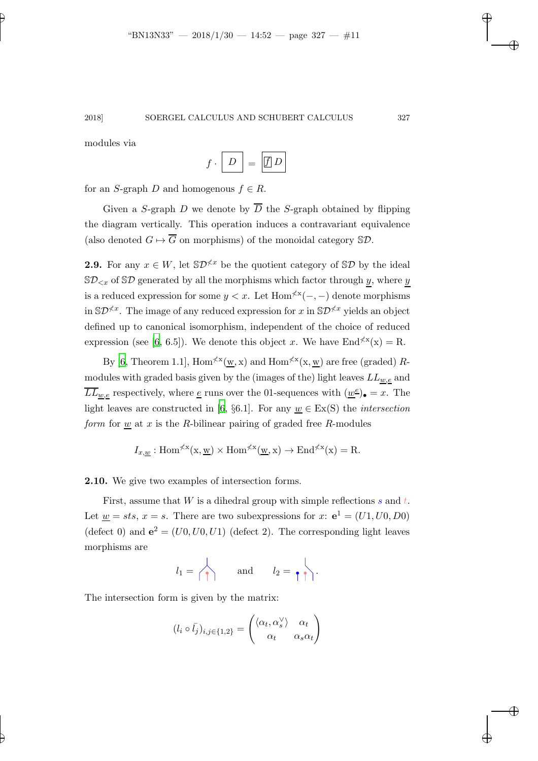modules via

$$f \cdot \boxed{D} = \boxed{\boxed{f}\, D}$$

for an $S$-graph $D$ and homogenous $f \in R$.

Given a $S$-graph $D$ we denote by $\overline{D}$ the $S$-graph obtained by flipping the diagram vertically. This operation induces a contravariant equivalence (also denoted $G \mapsto \overline{G}$ on morphisms) of the monoidal category $\mathbb{S}\mathcal{D}$.

**2.9.** For any $x \in W$, let $\mathbb{S}\mathcal{D}^{\not< x}$ be the quotient category of $\mathbb{S}\mathcal{D}$ by the ideal $\mathbb{S}\mathcal{D}_{<x}$ of $\mathbb{S}\mathcal{D}$ generated by all the morphisms which factor through $\underline{y}$, where $\underline{y}$ is a reduced expression for some $y < x$. Let $\mathrm{Hom}^{\not< x}(-,-)$ denote morphisms in $\mathbb{S}\mathcal{D}^{\not< x}$. The image of any reduced expression for $x$ in $\mathbb{S}\mathcal{D}^{\not< x}$ yields an object defined up to canonical isomorphism, independent of the choice of reduced expression (see [6, 6.5]). We denote this object $x$. We have $\mathrm{End}^{\not< x}(x) = R$.

By [6, Theorem 1.1], $\mathrm{Hom}^{\not< x}(\underline{w}, x)$ and $\mathrm{Hom}^{\not< x}(x, \underline{w})$ are free (graded) $R$-modules with graded basis given by the (images of the) light leaves $LL_{\underline{w},\underline{e}}$ and $\overline{LL}_{\underline{w},\underline{e}}$ respectively, where $\underline{e}$ runs over the 01-sequences with $(\underline{w}^{\underline{e}})_\bullet = x$. The light leaves are constructed in [6, §6.1]. For any $\underline{w} \in \mathrm{Ex}(S)$ the *intersection form* for $\underline{w}$ at $x$ is the $R$-bilinear pairing of graded free $R$-modules

$$I_{x,\underline{w}} : \mathrm{Hom}^{\not< x}(x, \underline{w}) \times \mathrm{Hom}^{\not< x}(\underline{w}, x) \to \mathrm{End}^{\not< x}(x) = R.$$

**2.10.** We give two examples of intersection forms.

First, assume that $W$ is a dihedral group with simple reflections $s$ and $t$. Let $\underline{w} = sts$, $x = s$. There are two subexpressions for $x$: $\mathbf{e}^1 = (U1, U0, D0)$ (defect 0) and $\mathbf{e}^2 = (U0, U0, U1)$ (defect 2). The corresponding light leaves morphisms are

$l_1 =$ [diagram] and $l_2 =$ [diagram].

The intersection form is given by the matrix:

$$(l_i \circ \bar{l}_j)_{i,j \in \{1,2\}} = \begin{pmatrix} \langle \alpha_t, \alpha_s^\vee \rangle & \alpha_t \\ \alpha_t & \alpha_s \alpha_t \end{pmatrix}$$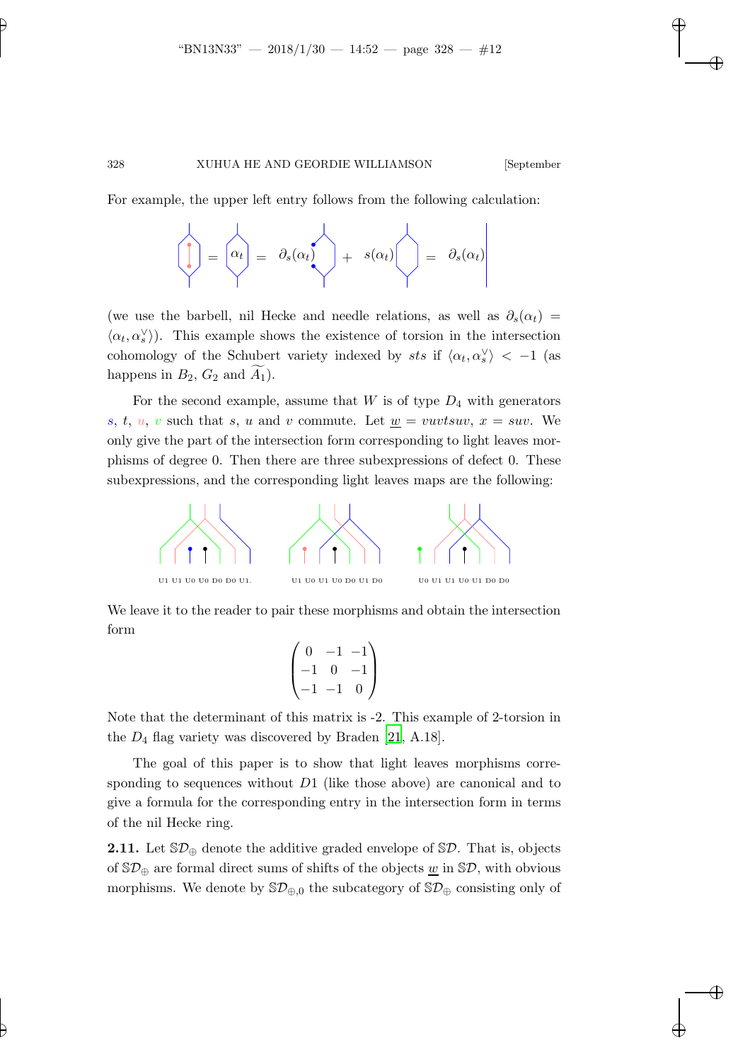For example, the upper left entry follows from the following calculation:

$$= \alpha_t = \partial_s(\alpha_t) + s(\alpha_t) = \partial_s(\alpha_t)$$

(we use the barbell, nil Hecke and needle relations, as well as $\partial_s(\alpha_t) = \langle \alpha_t, \alpha_s^\vee \rangle$). This example shows the existence of torsion in the intersection cohomology of the Schubert variety indexed by $sts$ if $\langle \alpha_t, \alpha_s^\vee \rangle < -1$ (as happens in $B_2$, $G_2$ and $\widetilde{A_1}$).

For the second example, assume that $W$ is of type $D_4$ with generators $s$, $t$, $u$, $v$ such that $s$, $u$ and $v$ commute. Let $\underline{w} = vuvtsuv$, $x = suv$. We only give the part of the intersection form corresponding to light leaves morphisms of degree 0. Then there are three subexpressions of defect 0. These subexpressions, and the corresponding light leaves maps are the following:

U1 U1 U0 U0 D0 D0 U1. U1 U0 U1 U0 D0 U1 D0 U0 U1 U1 U0 U1 D0 D0

We leave it to the reader to pair these morphisms and obtain the intersection form

$$\begin{pmatrix} 0 & -1 & -1 \\ -1 & 0 & -1 \\ -1 & -1 & 0 \end{pmatrix}$$

Note that the determinant of this matrix is -2. This example of 2-torsion in the $D_4$ flag variety was discovered by Braden [21, A.18].

The goal of this paper is to show that light leaves morphisms corresponding to sequences without $D1$ (like those above) are canonical and to give a formula for the corresponding entry in the intersection form in terms of the nil Hecke ring.

**2.11.** Let $\mathbb{S}\mathcal{D}_\oplus$ denote the additive graded envelope of $\mathbb{S}\mathcal{D}$. That is, objects of $\mathbb{S}\mathcal{D}_\oplus$ are formal direct sums of shifts of the objects $\underline{w}$ in $\mathbb{S}\mathcal{D}$, with obvious morphisms. We denote by $\mathbb{S}\mathcal{D}_{\oplus,0}$ the subcategory of $\mathbb{S}\mathcal{D}_\oplus$ consisting only of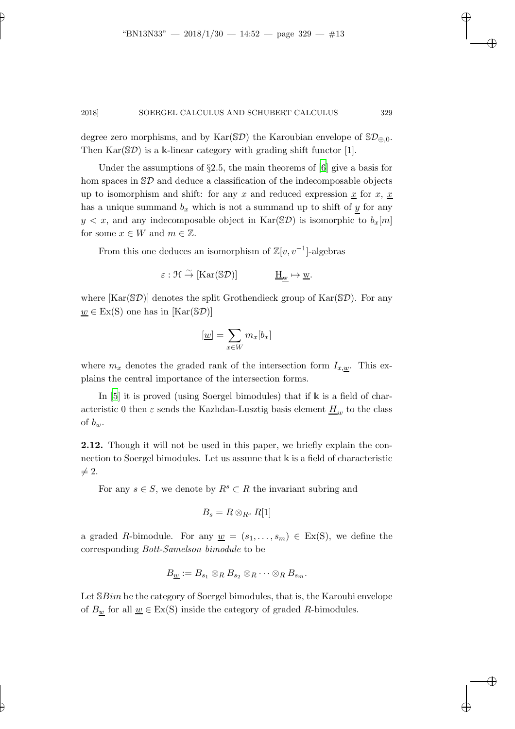degree zero morphisms, and by $\mathrm{Kar}(\mathbb{S}\mathcal{D})$ the Karoubian envelope of $\mathbb{S}\mathcal{D}_{\oplus,0}$. Then $\mathrm{Kar}(\mathbb{S}\mathcal{D})$ is a $\Bbbk$-linear category with grading shift functor [1].

Under the assumptions of §2.5, the main theorems of [6] give a basis for hom spaces in $\mathbb{S}\mathcal{D}$ and deduce a classification of the indecomposable objects up to isomorphism and shift: for any $x$ and reduced expression $\underline{x}$ for $x$, $\underline{x}$ has a unique summand $b_x$ which is not a summand up to shift of $\underline{y}$ for any $y < x$, and any indecomposable object in $\mathrm{Kar}(\mathbb{S}\mathcal{D})$ is isomorphic to $b_x[m]$ for some $x \in W$ and $m \in \mathbb{Z}$.

From this one deduces an isomorphism of $\mathbb{Z}[v, v^{-1}]$-algebras

$$\varepsilon : \mathcal{H} \xrightarrow{\sim} [\mathrm{Kar}(\mathbb{S}\mathcal{D})] \qquad \underline{\mathrm{H}}_{\mathrm{w}} \mapsto \underline{\mathrm{w}}.$$

where $[\mathrm{Kar}(\mathbb{S}\mathcal{D})]$ denotes the split Grothendieck group of $\mathrm{Kar}(\mathbb{S}\mathcal{D})$. For any $\underline{w} \in \mathrm{Ex(S)}$ one has in $[\mathrm{Kar}(\mathbb{S}\mathcal{D})]$

$$[\underline{w}] = \sum_{x \in W} m_x [b_x]$$

where $m_x$ denotes the graded rank of the intersection form $I_{x,\underline{w}}$. This explains the central importance of the intersection forms.

In [5] it is proved (using Soergel bimodules) that if $\Bbbk$ is a field of characteristic 0 then $\varepsilon$ sends the Kazhdan-Lusztig basis element $\underline{H}_w$ to the class of $b_w$.

**2.12.** Though it will not be used in this paper, we briefly explain the connection to Soergel bimodules. Let us assume that $\Bbbk$ is a field of characteristic $\neq 2$.

For any $s \in S$, we denote by $R^s \subset R$ the invariant subring and

$$B_s = R \otimes_{R^s} R[1]$$

a graded $R$-bimodule. For any $\underline{w} = (s_1, \ldots, s_m) \in \mathrm{Ex(S)}$, we define the corresponding *Bott-Samelson bimodule* to be

$$B_{\underline{w}} := B_{s_1} \otimes_R B_{s_2} \otimes_R \cdots \otimes_R B_{s_m}.$$

Let $\mathbb{S}Bim$ be the category of Soergel bimodules, that is, the Karoubi envelope of $B_{\underline{w}}$ for all $\underline{w} \in \mathrm{Ex(S)}$ inside the category of graded $R$-bimodules.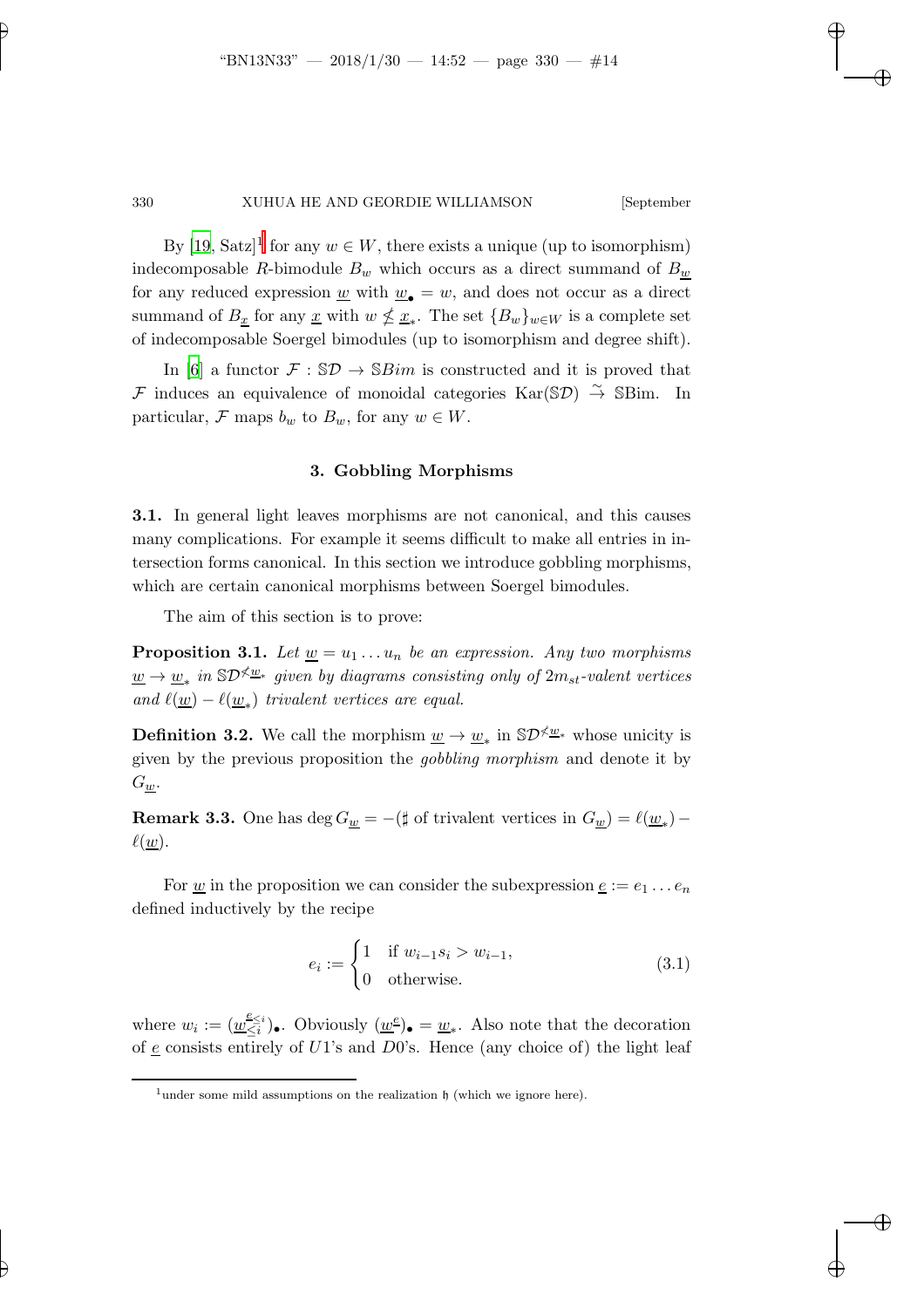By [19, Satz][1] for any $w \in W$, there exists a unique (up to isomorphism) indecomposable $R$-bimodule $B_w$ which occurs as a direct summand of $B_{\underline{w}}$ for any reduced expression $\underline{w}$ with $\underline{w}_\bullet = w$, and does not occur as a direct summand of $B_{\underline{x}}$ for any $\underline{x}$ with $w \not\leq \underline{x}_*$. The set $\{B_w\}_{w \in W}$ is a complete set of indecomposable Soergel bimodules (up to isomorphism and degree shift).

In [6] a functor $\mathcal{F} : \mathbb{S}\mathcal{D} \to \mathbb{S}Bim$ is constructed and it is proved that $\mathcal{F}$ induces an equivalence of monoidal categories $\mathrm{Kar}(\mathbb{S}\mathcal{D}) \xrightarrow{\sim} \mathbb{S}\mathrm{Bim}$. In particular, $\mathcal{F}$ maps $b_w$ to $B_w$, for any $w \in W$.

## 3. Gobbling Morphisms

**3.1.** In general light leaves morphisms are not canonical, and this causes many complications. For example it seems difficult to make all entries in intersection forms canonical. In this section we introduce gobbling morphisms, which are certain canonical morphisms between Soergel bimodules.

The aim of this section is to prove:

**Proposition 3.1.** *Let $\underline{w} = u_1 \dots u_n$ be an expression. Any two morphisms $\underline{w} \to \underline{w}_*$ in $\mathbb{S}\mathcal{D}^{\not< \underline{w}_*}$ given by diagrams consisting only of $2m_{st}$-valent vertices and $\ell(\underline{w}) - \ell(\underline{w}_*)$ trivalent vertices are equal.*

**Definition 3.2.** We call the morphism $\underline{w} \to \underline{w}_*$ in $\mathbb{S}\mathcal{D}^{\not< \underline{w}_*}$ whose unicity is given by the previous proposition the *gobbling morphism* and denote it by $G_{\underline{w}}$.

**Remark 3.3.** One has $\deg G_{\underline{w}} = -(\sharp \text{ of trivalent vertices in } G_{\underline{w}}) = \ell(\underline{w}_*) - \ell(\underline{w})$.

For $\underline{w}$ in the proposition we can consider the subexpression $\underline{e} := e_1 \dots e_n$ defined inductively by the recipe

$$e_i := \begin{cases} 1 & \text{if } w_{i-1}s_i > w_{i-1}, \\ 0 & \text{otherwise.} \end{cases} \tag{3.1}$$

where $w_i := (\underline{w}_{\leq i}^{\underline{e}_{\leq i}})_\bullet$. Obviously $(\underline{w}^{\underline{e}})_\bullet = \underline{w}_*$. Also note that the decoration of $\underline{e}$ consists entirely of $U1$'s and $D0$'s. Hence (any choice of) the light leaf

[1] under some mild assumptions on the realization $\mathfrak{h}$ (which we ignore here).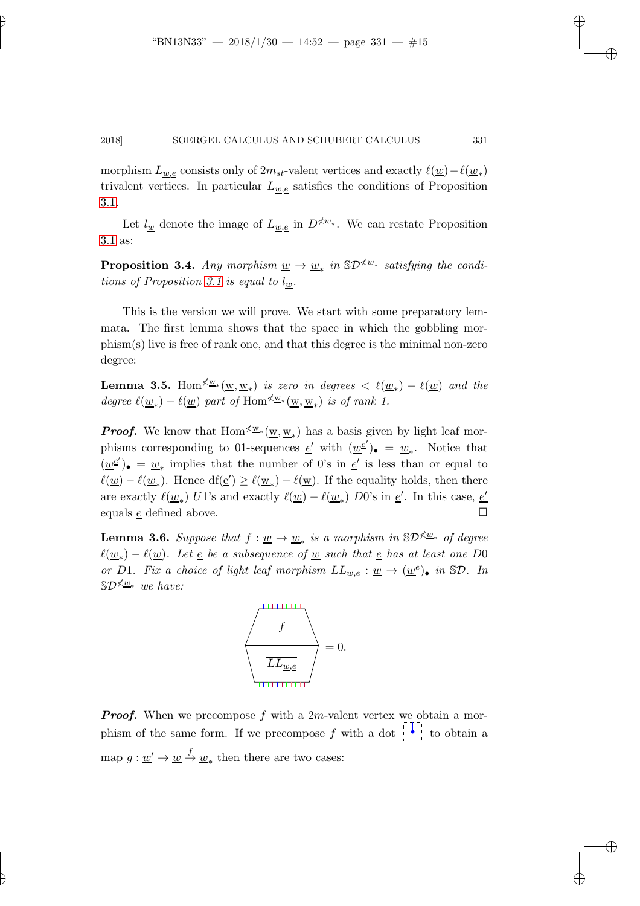morphism $L_{\underline{w},\underline{e}}$ consists only of $2m_{st}$-valent vertices and exactly $\ell(\underline{w})-\ell(\underline{w}_*)$ trivalent vertices. In particular $L_{\underline{w},\underline{e}}$ satisfies the conditions of Proposition 3.1.

Let $l_{\underline{w}}$ denote the image of $L_{\underline{w},\underline{e}}$ in $D^{\not< \underline{w}_*}$. We can restate Proposition 3.1 as:

**Proposition 3.4.** *Any morphism $\underline{w} \to \underline{w}_*$ in $\mathbb{S}\mathcal{D}^{\not< \underline{w}_*}$ satisfying the conditions of Proposition 3.1 is equal to $l_{\underline{w}}$.*

This is the version we will prove. We start with some preparatory lemmata. The first lemma shows that the space in which the gobbling morphism(s) live is free of rank one, and that this degree is the minimal non-zero degree:

**Lemma 3.5.** *$\mathrm{Hom}^{\not< \mathrm{w}_*}(\mathrm{w}, \mathrm{w}_*)$ is zero in degrees $< \ell(\underline{w}_*) - \ell(\underline{w})$ and the degree $\ell(\underline{w}_*) - \ell(\underline{w})$ part of $\mathrm{Hom}^{\not< \mathrm{w}_*}(\mathrm{w}, \mathrm{w}_*)$ is of rank 1.*

***Proof.*** We know that $\mathrm{Hom}^{\not< \mathrm{w}_*}(\mathrm{w}, \mathrm{w}_*)$ has a basis given by light leaf morphisms corresponding to 01-sequences $\underline{e}'$ with $(\underline{w}^{\underline{e}'})_\bullet = \underline{w}_*$. Notice that $(\underline{w}^{\underline{e}'})_\bullet = \underline{w}_*$ implies that the number of 0's in $\underline{e}'$ is less than or equal to $\ell(\underline{w}) - \ell(\underline{w}_*)$. Hence $\mathrm{df}(\underline{e}') \geq \ell(\underline{w}_*) - \ell(\underline{w})$. If the equality holds, then there are exactly $\ell(\underline{w}_*)$ $U1$'s and exactly $\ell(\underline{w}) - \ell(\underline{w}_*)$ $D0$'s in $\underline{e}'$. In this case, $\underline{e}'$ equals $\underline{e}$ defined above. ☐

**Lemma 3.6.** *Suppose that $f : \underline{w} \to \underline{w}_*$ is a morphism in $\mathbb{S}\mathcal{D}^{\not< \underline{w}_*}$ of degree $\ell(\underline{w}_*) - \ell(\underline{w})$. Let $\underline{e}$ be a subsequence of $\underline{w}$ such that $\underline{e}$ has at least one $D0$ or $D1$. Fix a choice of light leaf morphism $LL_{\underline{w},\underline{e}} : \underline{w} \to (\underline{w}^{\underline{e}})_\bullet$ in $\mathbb{S}\mathcal{D}$. In $\mathbb{S}\mathcal{D}^{\not< \underline{w}_*}$ we have:*

$$\begin{array}{c} f \\ \hline \overline{LL_{\underline{w},\underline{e}}} \end{array} = 0.$$

***Proof.*** When we precompose $f$ with a $2m$-valent vertex we obtain a morphism of the same form. If we precompose $f$ with a dot to obtain a map $g : \underline{w}' \to \underline{w} \xrightarrow{f} \underline{w}_*$ then there are two cases: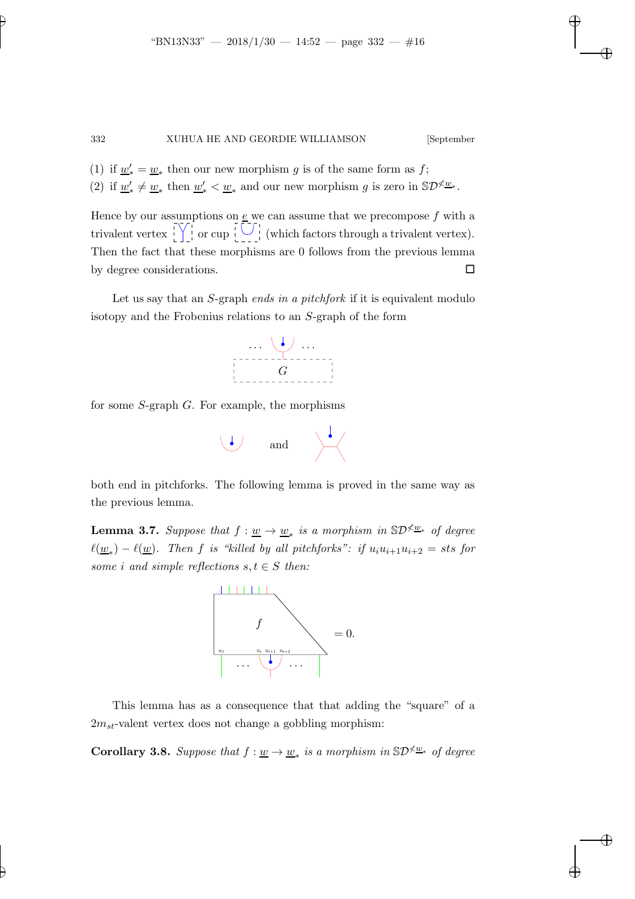(1) if $\underline{w}'_* = \underline{w}_*$ then our new morphism $g$ is of the same form as $f$;
(2) if $\underline{w}'_* \neq \underline{w}_*$ then $\underline{w}'_* < \underline{w}_*$ and our new morphism $g$ is zero in $\mathbb{S}\mathcal{D}^{\not< \underline{w}_*}$.

Hence by our assumptions on $\underline{e}$ we can assume that we precompose $f$ with a trivalent vertex or cup (which factors through a trivalent vertex). Then the fact that these morphisms are 0 follows from the previous lemma by degree considerations. ☐

Let us say that an $S$-graph *ends in a pitchfork* if it is equivalent modulo isotopy and the Frobenius relations to an $S$-graph of the form

$$\ldots \quad \ldots \quad G$$

for some $S$-graph $G$. For example, the morphisms

and

both end in pitchforks. The following lemma is proved in the same way as the previous lemma.

**Lemma 3.7.** *Suppose that $f : \underline{w} \to \underline{w}_*$ is a morphism in $\mathbb{S}\mathcal{D}^{\not< \underline{w}_*}$ of degree $\ell(\underline{w}_*) - \ell(\underline{w})$. Then $f$ is "killed by all pitchforks": if $u_i u_{i+1} u_{i+2} = sts$ for some $i$ and simple reflections $s, t \in S$ then:*

$$f \quad (u_1 \ldots u_i \, u_{i+1} \, u_{i+2} \ldots) = 0.$$

This lemma has as a consequence that that adding the "square" of a $2m_{st}$-valent vertex does not change a gobbling morphism:

**Corollary 3.8.** *Suppose that $f : \underline{w} \to \underline{w}_*$ is a morphism in $\mathbb{S}\mathcal{D}^{\not< \underline{w}_*}$ of degree*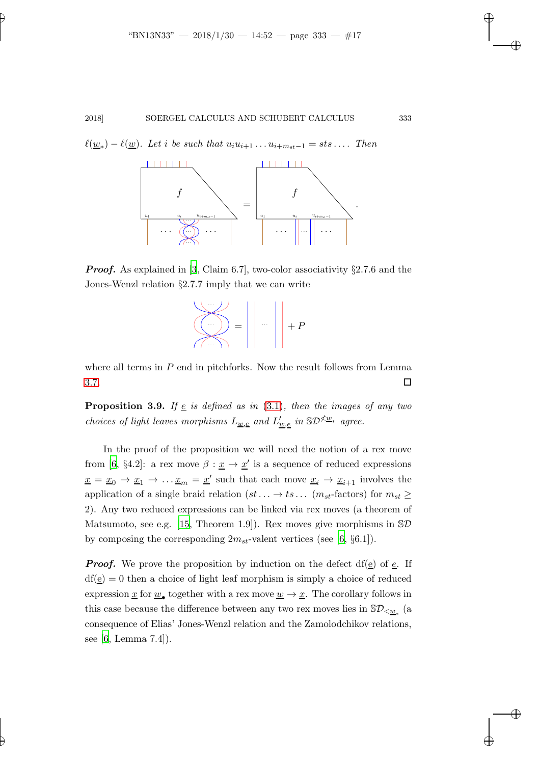$\ell(\underline{w}_*) - \ell(\underline{w})$. *Let $i$ be such that $u_i u_{i+1} \dots u_{i+m_{st}-1} = sts \dots$. Then*

*Proof.* As explained in [3, Claim 6.7], two-color associativity §2.7.6 and the Jones-Wenzl relation §2.7.7 imply that we can write

$$+ P$$

where all terms in $P$ end in pitchforks. Now the result follows from Lemma 3.7. □

**Proposition 3.9.** *If $\underline{e}$ is defined as in (3.1), then the images of any two choices of light leaves morphisms $L_{\underline{w},\underline{e}}$ and $L'_{\underline{w},\underline{e}}$ in $\mathbb{S}\mathcal{D}^{\not<\underline{w}_*}$ agree.*

In the proof of the proposition we will need the notion of a rex move from [6, §4.2]: a rex move $\beta : \underline{x} \to \underline{x}'$ is a sequence of reduced expressions $\underline{x} = \underline{x}_0 \to \underline{x}_1 \to \dots \underline{x}_m = \underline{x}'$ such that each move $\underline{x}_i \to \underline{x}_{i+1}$ involves the application of a single braid relation ($st \dots \to ts \dots$ ($m_{st}$-factors) for $m_{st} \geq 2$). Any two reduced expressions can be linked via rex moves (a theorem of Matsumoto, see e.g. [15, Theorem 1.9]). Rex moves give morphisms in $\mathbb{S}\mathcal{D}$ by composing the corresponding $2m_{st}$-valent vertices (see [6, §6.1]).

*Proof.* We prove the proposition by induction on the defect $\mathrm{df}(\underline{e})$ of $\underline{e}$. If $\mathrm{df}(\underline{e}) = 0$ then a choice of light leaf morphism is simply a choice of reduced expression $\underline{x}$ for $\underline{w}_\bullet$ together with a rex move $\underline{w} \to \underline{x}$. The corollary follows in this case because the difference between any two rex moves lies in $\mathbb{S}\mathcal{D}_{<\underline{w}_*}$ (a consequence of Elias' Jones-Wenzl relation and the Zamolodchikov relations, see [6, Lemma 7.4]).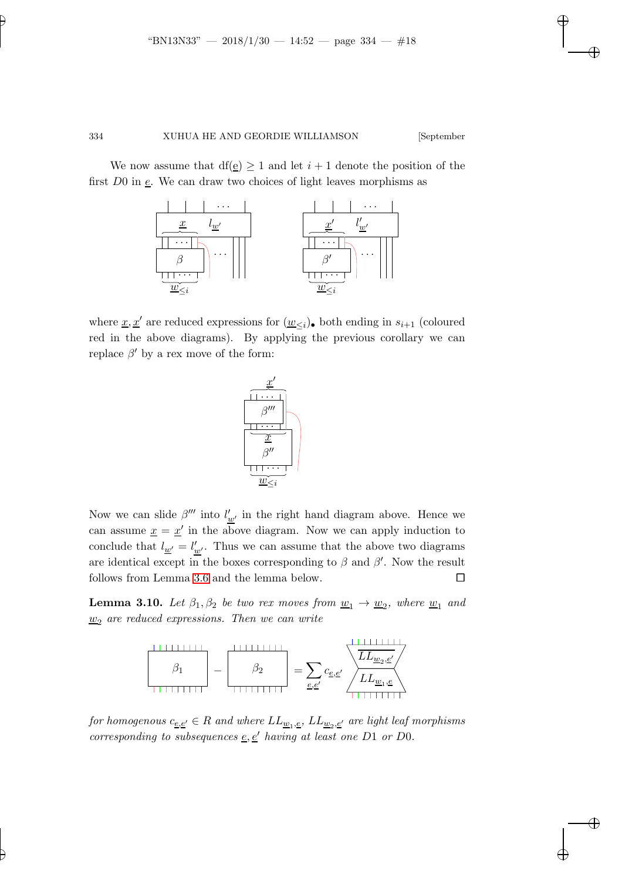We now assume that $\mathrm{df}(\underline{e}) \geq 1$ and let $i+1$ denote the position of the first $D0$ in $\underline{e}$. We can draw two choices of light leaves morphisms as

where $\underline{x}, \underline{x}'$ are reduced expressions for $(\underline{w}_{\leq i})_\bullet$ both ending in $s_{i+1}$ (coloured red in the above diagrams). By applying the previous corollary we can replace $\beta'$ by a rex move of the form:

Now we can slide $\beta'''$ into $l'_{\underline{w}'}$ in the right hand diagram above. Hence we can assume $\underline{x} = \underline{x}'$ in the above diagram. Now we can apply induction to conclude that $l_{\underline{w}'} = l'_{\underline{w}'}$. Thus we can assume that the above two diagrams are identical except in the boxes corresponding to $\beta$ and $\beta'$. Now the result follows from Lemma 3.6 and the lemma below. ∎

**Lemma 3.10.** *Let $\beta_1, \beta_2$ be two rex moves from $\underline{w}_1 \to \underline{w}_2$, where $\underline{w}_1$ and $\underline{w}_2$ are reduced expressions. Then we can write*

$$\beta_1 - \beta_2 = \sum_{\underline{e},\underline{e}'} c_{\underline{e},\underline{e}'} \, \overline{LL_{\underline{w}_2,\underline{e}'}} \circ LL_{\underline{w}_1,\underline{e}}$$

*for homogenous $c_{\underline{e},\underline{e}'} \in R$ and where $LL_{\underline{w}_1,\underline{e}}$, $LL_{\underline{w}_2,\underline{e}'}$ are light leaf morphisms corresponding to subsequences $\underline{e}, \underline{e}'$ having at least one $D1$ or $D0$.*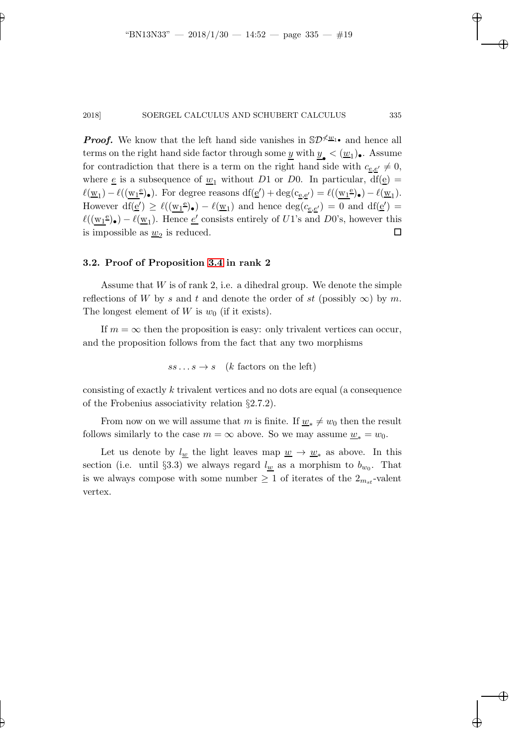***Proof.*** We know that the left hand side vanishes in $\mathbb{S}\mathcal{D}^{\not<\underline{w}_1\bullet}$ and hence all terms on the right hand side factor through some $\underline{y}$ with $\underline{y}_\bullet < (\underline{w}_1)_\bullet$. Assume for contradiction that there is a term on the right hand side with $c_{\underline{e},\underline{e}'} \neq 0$, where $\underline{e}$ is a subsequence of $\underline{w}_1$ without $D1$ or $D0$. In particular, $\mathrm{df}(\underline{e}) = \ell(\underline{w}_1) - \ell((\underline{w}_1{}^{\underline{e}})_\bullet)$. For degree reasons $\mathrm{df}(\underline{e}') + \deg(c_{\underline{e},\underline{e}'}) = \ell((\underline{w}_1{}^{\underline{e}})_\bullet) - \ell(\underline{w}_1)$. However $\mathrm{df}(\underline{e}') \geq \ell((\underline{w}_1{}^{\underline{e}})_\bullet) - \ell(\underline{w}_1)$ and hence $\deg(c_{\underline{e},\underline{e}'}) = 0$ and $\mathrm{df}(\underline{e}') = \ell((\underline{w}_1{}^{\underline{e}})_\bullet) - \ell(\underline{w}_1)$. Hence $\underline{e}'$ consists entirely of $U1$'s and $D0$'s, however this is impossible as $\underline{w}_2$ is reduced. □

### 3.2. Proof of Proposition 3.4 in rank 2

Assume that $W$ is of rank 2, i.e. a dihedral group. We denote the simple reflections of $W$ by $s$ and $t$ and denote the order of $st$ (possibly $\infty$) by $m$. The longest element of $W$ is $w_0$ (if it exists).

If $m = \infty$ then the proposition is easy: only trivalent vertices can occur, and the proposition follows from the fact that any two morphisms

$$ss \dots s \to s \quad (k \text{ factors on the left})$$

consisting of exactly $k$ trivalent vertices and no dots are equal (a consequence of the Frobenius associativity relation §2.7.2).

From now on we will assume that $m$ is finite. If $\underline{w}_* \neq w_0$ then the result follows similarly to the case $m = \infty$ above. So we may assume $\underline{w}_* = w_0$.

Let us denote by $l_{\underline{w}}$ the light leaves map $\underline{w} \to \underline{w}_*$ as above. In this section (i.e. until §3.3) we always regard $l_{\underline{w}}$ as a morphism to $b_{w_0}$. That is we always compose with some number $\geq 1$ of iterates of the $2_{m_{st}}$-valent vertex.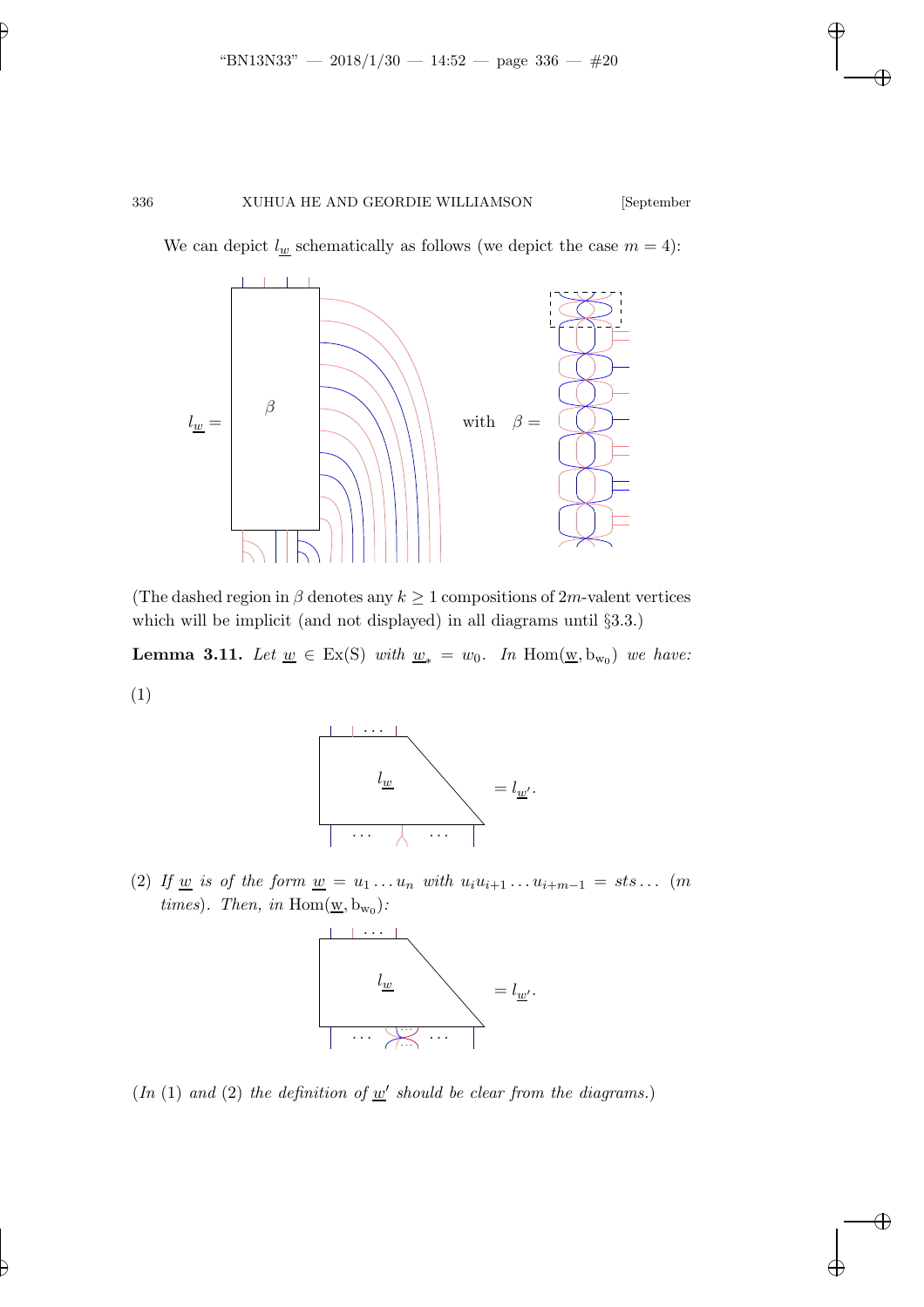We can depict $l_{\underline{w}}$ schematically as follows (we depict the case $m = 4$):

$l_{\underline{w}} =$ with $\beta =$

(The dashed region in $\beta$ denotes any $k \geq 1$ compositions of $2m$-valent vertices which will be implicit (and not displayed) in all diagrams until §3.3.)

**Lemma 3.11.** *Let $\underline{w} \in \mathrm{Ex(S)}$ with $\underline{w}_* = w_0$. In $\mathrm{Hom}(\underline{\mathrm{w}}, \mathrm{b}_{\mathrm{w}_0})$ we have:*

(1)

$$= l_{\underline{w}'}.$$

(2) *If $\underline{w}$ is of the form $\underline{w} = u_1 \dots u_n$ with $u_i u_{i+1} \dots u_{i+m-1} = sts\dots$ ($m$ times). Then, in $\mathrm{Hom}(\underline{\mathrm{w}}, \mathrm{b}_{\mathrm{w}_0})$:*

$$= l_{\underline{w}'}.$$

(*In* (1) *and* (2) *the definition of $\underline{w}'$ should be clear from the diagrams.*)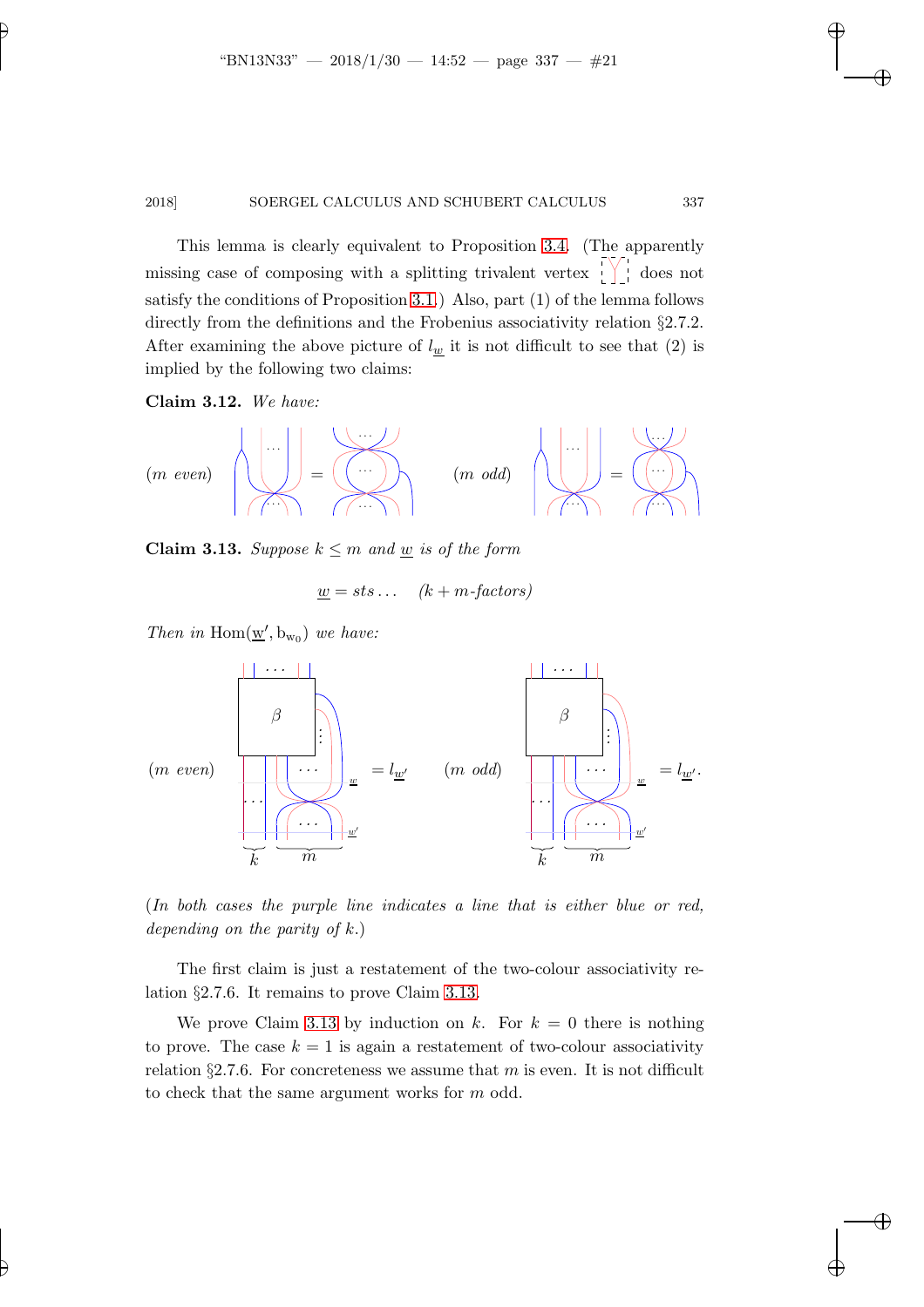This lemma is clearly equivalent to Proposition 3.4. (The apparently missing case of composing with a splitting trivalent vertex does not satisfy the conditions of Proposition 3.1.) Also, part (1) of the lemma follows directly from the definitions and the Frobenius associativity relation §2.7.2. After examining the above picture of $l_{\underline{w}}$ it is not difficult to see that (2) is implied by the following two claims:

**Claim 3.12.** *We have:*

($m$ *even*) $\qquad$ ($m$ *odd*)

**Claim 3.13.** *Suppose* $k \leq m$ *and* $\underline{w}$ *is of the form*

$$\underline{w} = sts\ldots \quad (k+m\text{-factors})$$

*Then in* $\operatorname{Hom}(\underline{w}', b_{w_0})$ *we have:*

($m$ *even*) $= l_{\underline{w}'}$ $\qquad$ ($m$ *odd*) $= l_{\underline{w}'}$.

(*In both cases the purple line indicates a line that is either blue or red, depending on the parity of* $k$.)

The first claim is just a restatement of the two-colour associativity relation §2.7.6. It remains to prove Claim 3.13.

We prove Claim 3.13 by induction on $k$. For $k = 0$ there is nothing to prove. The case $k = 1$ is again a restatement of two-colour associativity relation §2.7.6. For concreteness we assume that $m$ is even. It is not difficult to check that the same argument works for $m$ odd.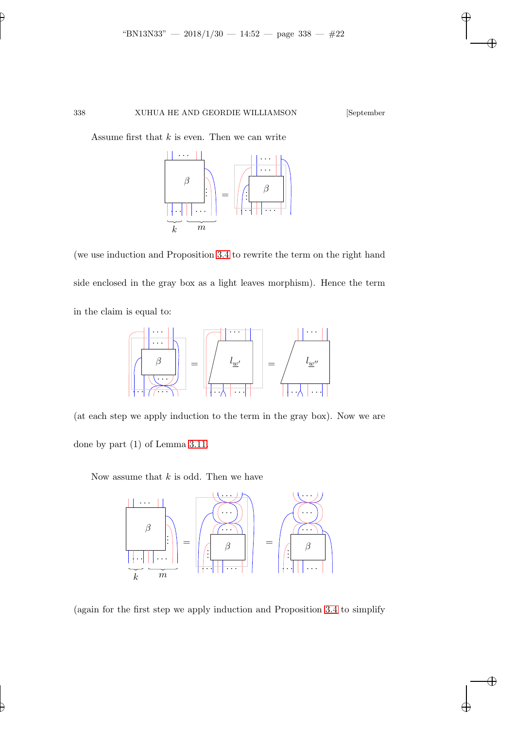Assume first that $k$ is even. Then we can write

(we use induction and Proposition 3.4 to rewrite the term on the right hand side enclosed in the gray box as a light leaves morphism). Hence the term in the claim is equal to:

(at each step we apply induction to the term in the gray box). Now we are done by part (1) of Lemma 3.11.

Now assume that $k$ is odd. Then we have

(again for the first step we apply induction and Proposition 3.4 to simplify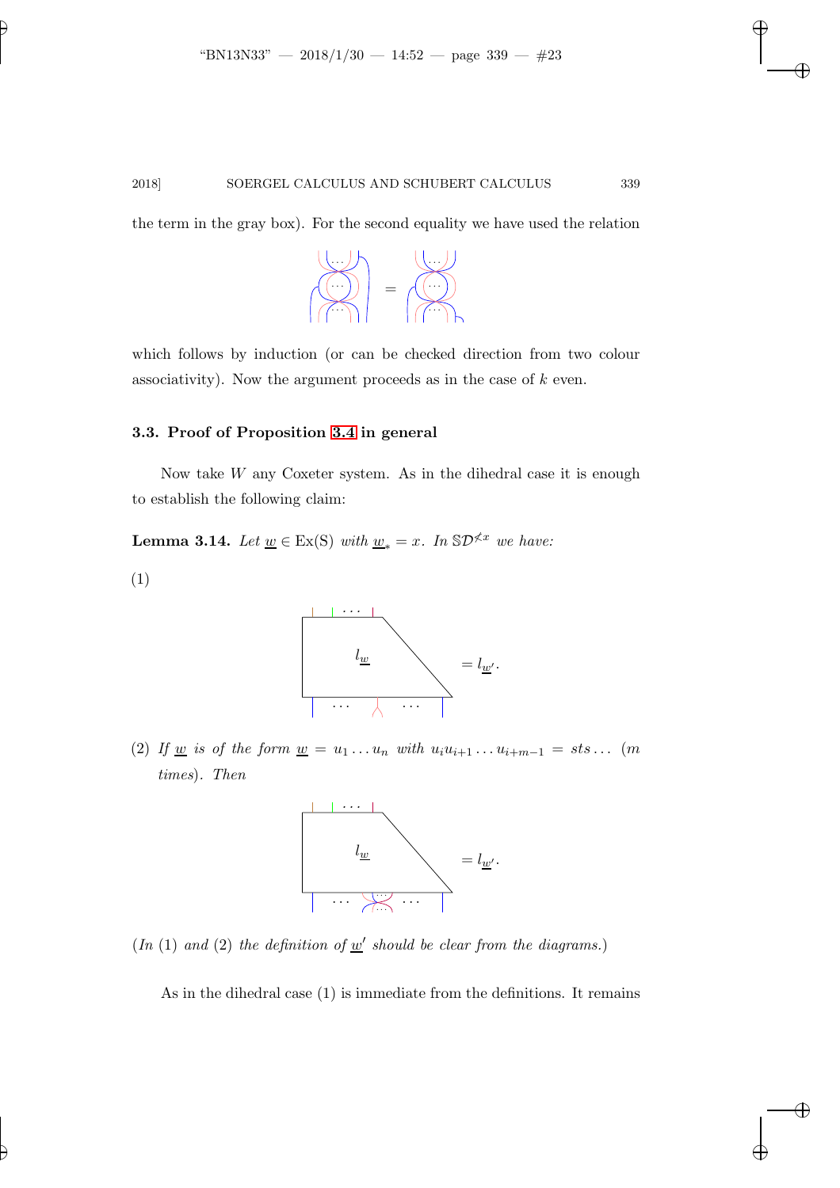the term in the gray box). For the second equality we have used the relation

which follows by induction (or can be checked direction from two colour associativity). Now the argument proceeds as in the case of $k$ even.

### 3.3. Proof of Proposition 3.4 in general

Now take $W$ any Coxeter system. As in the dihedral case it is enough to establish the following claim:

**Lemma 3.14.** *Let $\underline{w} \in \mathrm{Ex(S)}$ with $\underline{w}_* = x$. In $\mathbb{S}\mathcal{D}^{\not< x}$ we have:*

(1)

$$= l_{\underline{w}'}.$$

(2) *If $\underline{w}$ is of the form $\underline{w} = u_1 \dots u_n$ with $u_i u_{i+1} \dots u_{i+m-1} = sts \dots$ ($m$ times). Then*

$$= l_{\underline{w}'}.$$

(*In* (1) *and* (2) *the definition of $\underline{w}'$ should be clear from the diagrams.*)

As in the dihedral case (1) is immediate from the definitions. It remains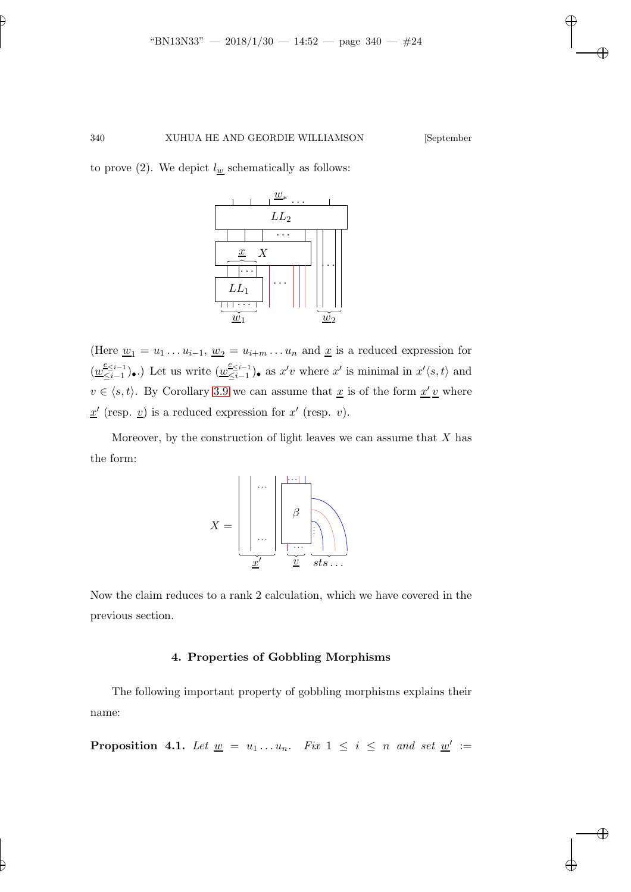to prove (2). We depict $l_{\underline{w}}$ schematically as follows:

(Here $\underline{w}_1 = u_1 \dots u_{i-1}$, $\underline{w}_2 = u_{i+m} \dots u_n$ and $\underline{x}$ is a reduced expression for $(\underline{w}^{e_{\le i-1}}_{\le i-1})_\bullet$.) Let us write $(\underline{w}^{e_{\le i-1}}_{\le i-1})_\bullet$ as $x'v$ where $x'$ is minimal in $x'\langle s,t\rangle$ and $v \in \langle s,t\rangle$. By Corollary 3.9 we can assume that $\underline{x}$ is of the form $\underline{x'}\,\underline{v}$ where $\underline{x}'$ (resp. $\underline{v}$) is a reduced expression for $x'$ (resp. $v$).

Moreover, by the construction of light leaves we can assume that $X$ has the form:

Now the claim reduces to a rank 2 calculation, which we have covered in the previous section.

## 4. Properties of Gobbling Morphisms

The following important property of gobbling morphisms explains their name:

**Proposition 4.1.** *Let $\underline{w} = u_1 \dots u_n$. Fix $1 \le i \le n$ and set $\underline{w}' :=$*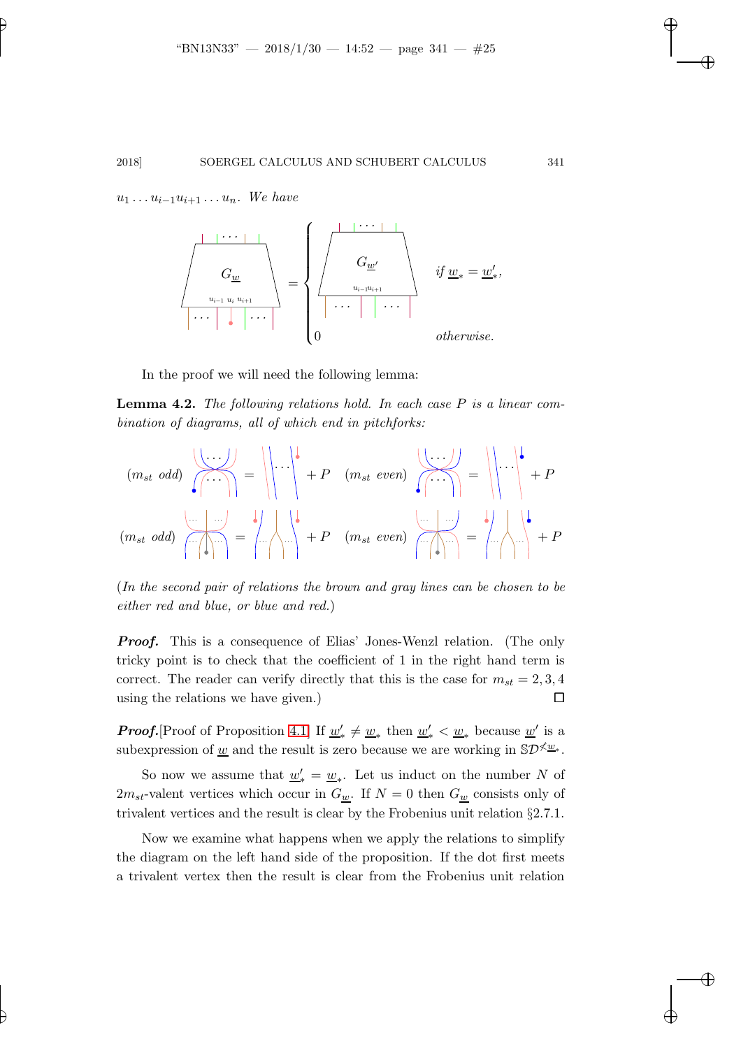$u_1 \dots u_{i-1} u_{i+1} \dots u_n$. *We have*

*if* $\underline{w}_* = \underline{w}'_*$,

$0$ *otherwise.*

In the proof we will need the following lemma:

**Lemma 4.2.** *The following relations hold. In each case $P$ is a linear combination of diagrams, all of which end in pitchforks:*

($m_{st}$ *odd*) $= \quad + P$ ($m_{st}$ *even*) $= \quad + P$

($m_{st}$ *odd*) $= \quad + P$ ($m_{st}$ *even*) $= \quad + P$

(*In the second pair of relations the brown and gray lines can be chosen to be either red and blue, or blue and red.*)

***Proof.*** This is a consequence of Elias' Jones-Wenzl relation. (The only tricky point is to check that the coefficient of 1 in the right hand term is correct. The reader can verify directly that this is the case for $m_{st} = 2, 3, 4$ using the relations we have given.) □

***Proof.***[Proof of Proposition 4.1] If $\underline{w}'_* \neq \underline{w}_*$ then $\underline{w}'_* < \underline{w}_*$ because $\underline{w}'$ is a subexpression of $\underline{w}$ and the result is zero because we are working in $\mathbb{S}\mathcal{D}^{\not< \underline{w}_*}$.

So now we assume that $\underline{w}'_* = \underline{w}_*$. Let us induct on the number $N$ of $2m_{st}$-valent vertices which occur in $G_{\underline{w}}$. If $N = 0$ then $G_{\underline{w}}$ consists only of trivalent vertices and the result is clear by the Frobenius unit relation §2.7.1.

Now we examine what happens when we apply the relations to simplify the diagram on the left hand side of the proposition. If the dot first meets a trivalent vertex then the result is clear from the Frobenius unit relation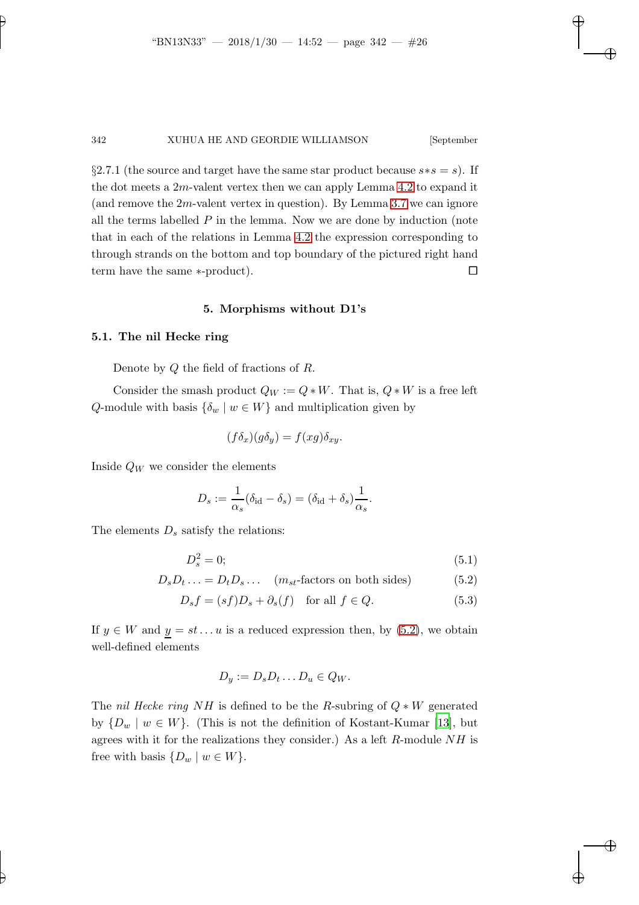§2.7.1 (the source and target have the same star product because $s*s = s$). If the dot meets a $2m$-valent vertex then we can apply Lemma 4.2 to expand it (and remove the $2m$-valent vertex in question). By Lemma 3.7 we can ignore all the terms labelled $P$ in the lemma. Now we are done by induction (note that in each of the relations in Lemma 4.2 the expression corresponding to through strands on the bottom and top boundary of the pictured right hand term have the same $*$-product). $\square$

## 5. Morphisms without D1's

### 5.1. The nil Hecke ring

Denote by $Q$ the field of fractions of $R$.

Consider the smash product $Q_W := Q * W$. That is, $Q * W$ is a free left $Q$-module with basis $\{\delta_w \mid w \in W\}$ and multiplication given by

$$(f\delta_x)(g\delta_y) = f(xg)\delta_{xy}.$$

Inside $Q_W$ we consider the elements

$$D_s := \frac{1}{\alpha_s}(\delta_{\mathrm{id}} - \delta_s) = (\delta_{\mathrm{id}} + \delta_s)\frac{1}{\alpha_s}.$$

The elements $D_s$ satisfy the relations:

$$D_s^2 = 0; \tag{5.1}$$

$$D_s D_t \ldots = D_t D_s \ldots \quad (m_{st}\text{-factors on both sides}) \tag{5.2}$$

$$D_s f = (sf)D_s + \partial_s(f) \quad \text{for all } f \in Q. \tag{5.3}$$

If $y \in W$ and $\underline{y} = st \ldots u$ is a reduced expression then, by (5.2), we obtain well-defined elements

$$D_y := D_s D_t \ldots D_u \in Q_W.$$

The *nil Hecke ring* $NH$ is defined to be the $R$-subring of $Q * W$ generated by $\{D_w \mid w \in W\}$. (This is not the definition of Kostant-Kumar [13], but agrees with it for the realizations they consider.) As a left $R$-module $NH$ is free with basis $\{D_w \mid w \in W\}$.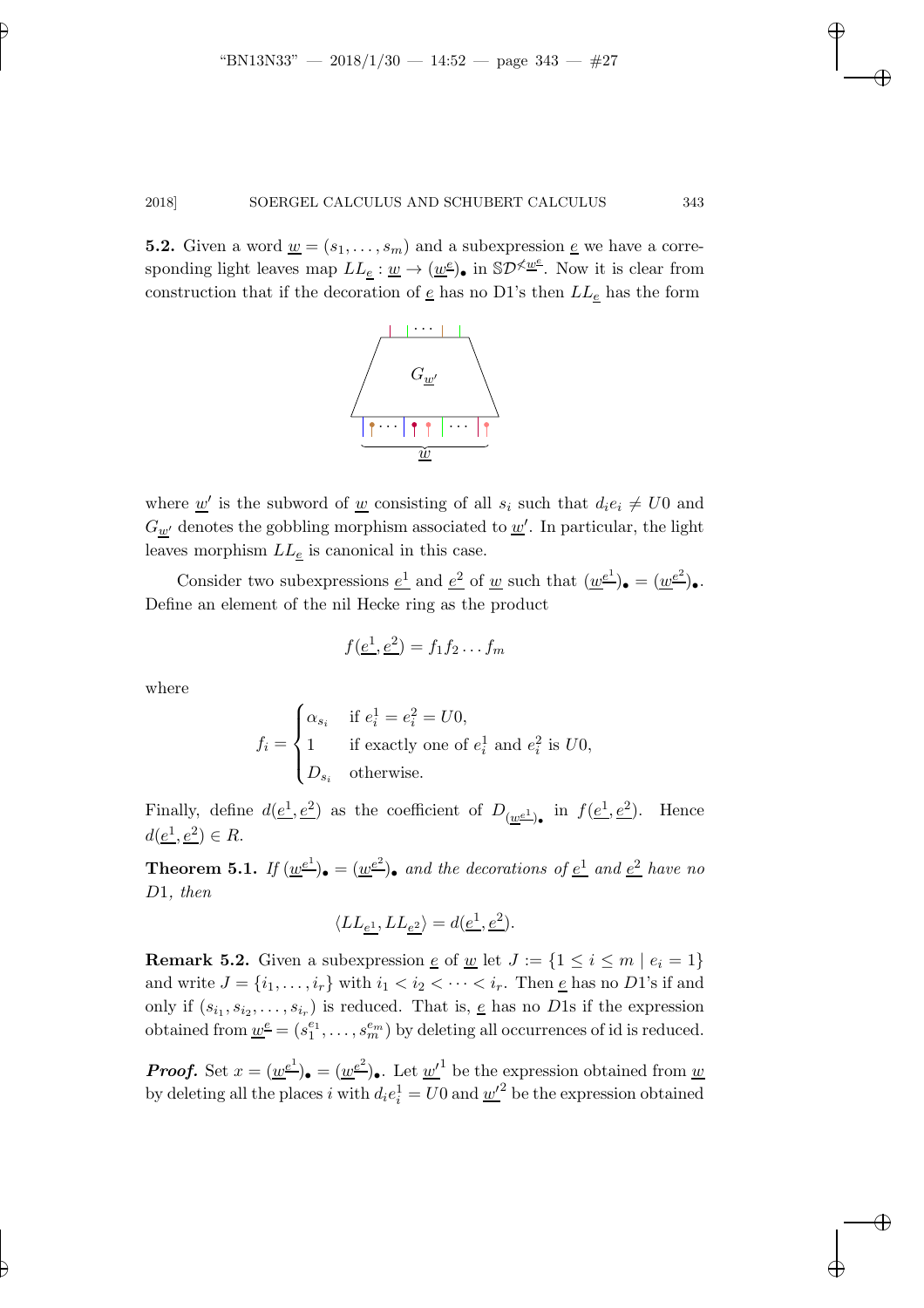**5.2.** Given a word $\underline{w} = (s_1, \ldots, s_m)$ and a subexpression $\underline{e}$ we have a corresponding light leaves map $LL_{\underline{e}} : \underline{w} \to (\underline{w}^{\underline{e}})_\bullet$ in $\mathbb{S}\mathcal{D}^{\not< \underline{w}^{\underline{e}}}$. Now it is clear from construction that if the decoration of $\underline{e}$ has no D1's then $LL_{\underline{e}}$ has the form

where $\underline{w}'$ is the subword of $\underline{w}$ consisting of all $s_i$ such that $d_i e_i \neq U0$ and $G_{\underline{w}'}$ denotes the gobbling morphism associated to $\underline{w}'$. In particular, the light leaves morphism $LL_{\underline{e}}$ is canonical in this case.

Consider two subexpressions $\underline{e}^1$ and $\underline{e}^2$ of $\underline{w}$ such that $(\underline{w}^{\underline{e}^1})_\bullet = (\underline{w}^{\underline{e}^2})_\bullet$. Define an element of the nil Hecke ring as the product

$$f(\underline{e}^1, \underline{e}^2) = f_1 f_2 \ldots f_m$$

where

$$f_i = \begin{cases} \alpha_{s_i} & \text{if } e_i^1 = e_i^2 = U0, \\ 1 & \text{if exactly one of } e_i^1 \text{ and } e_i^2 \text{ is } U0, \\ D_{s_i} & \text{otherwise.} \end{cases}$$

Finally, define $d(\underline{e}^1, \underline{e}^2)$ as the coefficient of $D_{(\underline{w}^{\underline{e}^1})_\bullet}$ in $f(\underline{e}^1, \underline{e}^2)$. Hence $d(\underline{e}^1, \underline{e}^2) \in R$.

**Theorem 5.1.** *If $(\underline{w}^{\underline{e}^1})_\bullet = (\underline{w}^{\underline{e}^2})_\bullet$ and the decorations of $\underline{e}^1$ and $\underline{e}^2$ have no D1, then*

$$\langle LL_{\underline{e}^1}, LL_{\underline{e}^2} \rangle = d(\underline{e}^1, \underline{e}^2).$$

**Remark 5.2.** Given a subexpression $\underline{e}$ of $\underline{w}$ let $J := \{1 \leq i \leq m \mid e_i = 1\}$ and write $J = \{i_1, \ldots, i_r\}$ with $i_1 < i_2 < \cdots < i_r$. Then $\underline{e}$ has no $D1$'s if and only if $(s_{i_1}, s_{i_2}, \ldots, s_{i_r})$ is reduced. That is, $\underline{e}$ has no $D1$s if the expression obtained from $\underline{w}^{\underline{e}} = (s_1^{e_1}, \ldots, s_m^{e_m})$ by deleting all occurrences of id is reduced.

***Proof.*** Set $x = (\underline{w}^{\underline{e}^1})_\bullet = (\underline{w}^{\underline{e}^2})_\bullet$. Let $\underline{w}'^1$ be the expression obtained from $\underline{w}$ by deleting all the places $i$ with $d_i e_i^1 = U0$ and $\underline{w}'^2$ be the expression obtained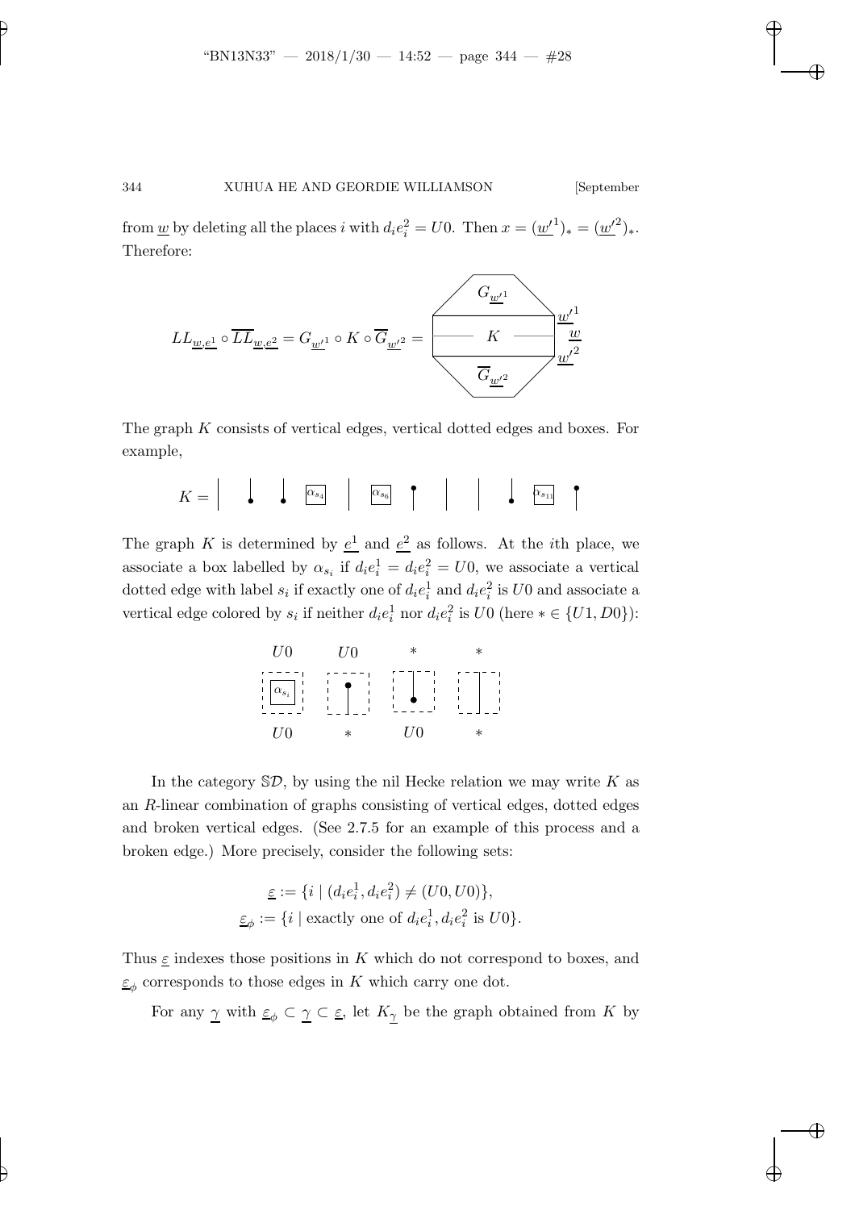from $\underline{w}$ by deleting all the places $i$ with $d_i e_i^2 = U0$. Then $x = (\underline{w}'^1)_* = (\underline{w}'^2)_*$. Therefore:

$$LL_{\underline{w},\underline{e}^1} \circ \overline{LL}_{\underline{w},\underline{e}^2} = G_{\underline{w}'^1} \circ K \circ \overline{G}_{\underline{w}'^2} =$$

The graph $K$ consists of vertical edges, vertical dotted edges and boxes. For example,

$$K = $$

The graph $K$ is determined by $\underline{e}^1$ and $\underline{e}^2$ as follows. At the $i$th place, we associate a box labelled by $\alpha_{s_i}$ if $d_i e_i^1 = d_i e_i^2 = U0$, we associate a vertical dotted edge with label $s_i$ if exactly one of $d_i e_i^1$ and $d_i e_i^2$ is $U0$ and associate a vertical edge colored by $s_i$ if neither $d_i e_i^1$ nor $d_i e_i^2$ is $U0$ (here $* \in \{U1, D0\}$):

In the category $\mathbb{S}\mathcal{D}$, by using the nil Hecke relation we may write $K$ as an $R$-linear combination of graphs consisting of vertical edges, dotted edges and broken vertical edges. (See 2.7.5 for an example of this process and a broken edge.) More precisely, consider the following sets:

$$\underline{\varepsilon} := \{i \mid (d_i e_i^1, d_i e_i^2) \neq (U0, U0)\},$$
$$\underline{\varepsilon}_\phi := \{i \mid \text{exactly one of } d_i e_i^1, d_i e_i^2 \text{ is } U0\}.$$

Thus $\underline{\varepsilon}$ indexes those positions in $K$ which do not correspond to boxes, and $\underline{\varepsilon}_\phi$ corresponds to those edges in $K$ which carry one dot.

For any $\underline{\gamma}$ with $\underline{\varepsilon}_\phi \subset \underline{\gamma} \subset \underline{\varepsilon}$, let $K_{\underline{\gamma}}$ be the graph obtained from $K$ by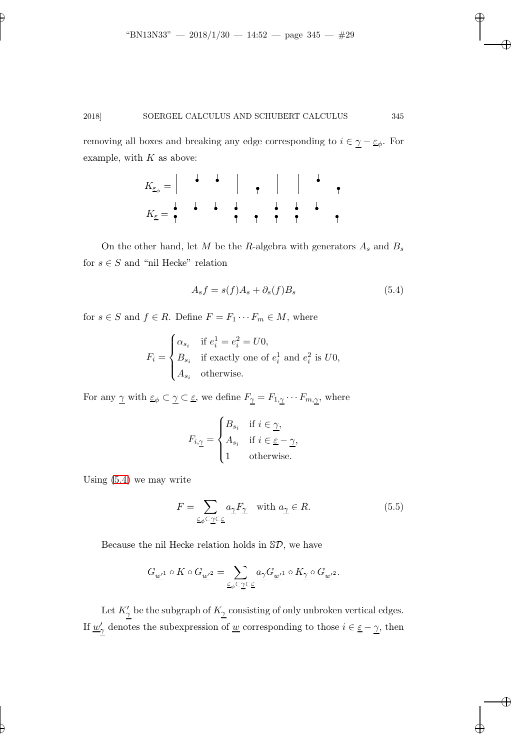removing all boxes and breaking any edge corresponding to $i \in \underline{\gamma} - \underline{\varepsilon}_\phi$. For example, with $K$ as above:

$K_{\underline{\varepsilon}_\phi} =$

$K_{\underline{\varepsilon}} =$

On the other hand, let $M$ be the $R$-algebra with generators $A_s$ and $B_s$ for $s \in S$ and "nil Hecke" relation

$$A_s f = s(f) A_s + \partial_s(f) B_s \tag{5.4}$$

for $s \in S$ and $f \in R$. Define $F = F_1 \cdots F_m \in M$, where

$$F_i = \begin{cases} \alpha_{s_i} & \text{if } e_i^1 = e_i^2 = U0, \\ B_{s_i} & \text{if exactly one of } e_i^1 \text{ and } e_i^2 \text{ is } U0, \\ A_{s_i} & \text{otherwise.} \end{cases}$$

For any $\underline{\gamma}$ with $\underline{\varepsilon}_\phi \subset \underline{\gamma} \subset \underline{\varepsilon}$, we define $F_{\underline{\gamma}} = F_{1,\underline{\gamma}} \cdots F_{m,\underline{\gamma}}$, where

$$F_{i,\underline{\gamma}} = \begin{cases} B_{s_i} & \text{if } i \in \underline{\gamma}, \\ A_{s_i} & \text{if } i \in \underline{\varepsilon} - \underline{\gamma}, \\ 1 & \text{otherwise.} \end{cases}$$

Using (5.4) we may write

$$F = \sum_{\underline{\varepsilon}_\phi \subset \underline{\gamma} \subset \underline{\varepsilon}} a_{\underline{\gamma}} F_{\underline{\gamma}} \quad \text{with } a_{\underline{\gamma}} \in R. \tag{5.5}$$

Because the nil Hecke relation holds in $\mathbb{S}\mathcal{D}$, we have

$$G_{\underline{w}'^1} \circ K \circ \overline{G}_{\underline{w}'^2} = \sum_{\underline{\varepsilon}_\phi \subset \underline{\gamma} \subset \underline{\varepsilon}} a_{\underline{\gamma}} G_{\underline{w}'^1} \circ K_{\underline{\gamma}} \circ \overline{G}_{\underline{w}'^2}.$$

Let $K'_{\underline{\gamma}}$ be the subgraph of $K_{\underline{\gamma}}$ consisting of only unbroken vertical edges. If $\underline{w}'_{\underline{\gamma}}$ denotes the subexpression of $\underline{w}$ corresponding to those $i \in \underline{\varepsilon} - \underline{\gamma}$, then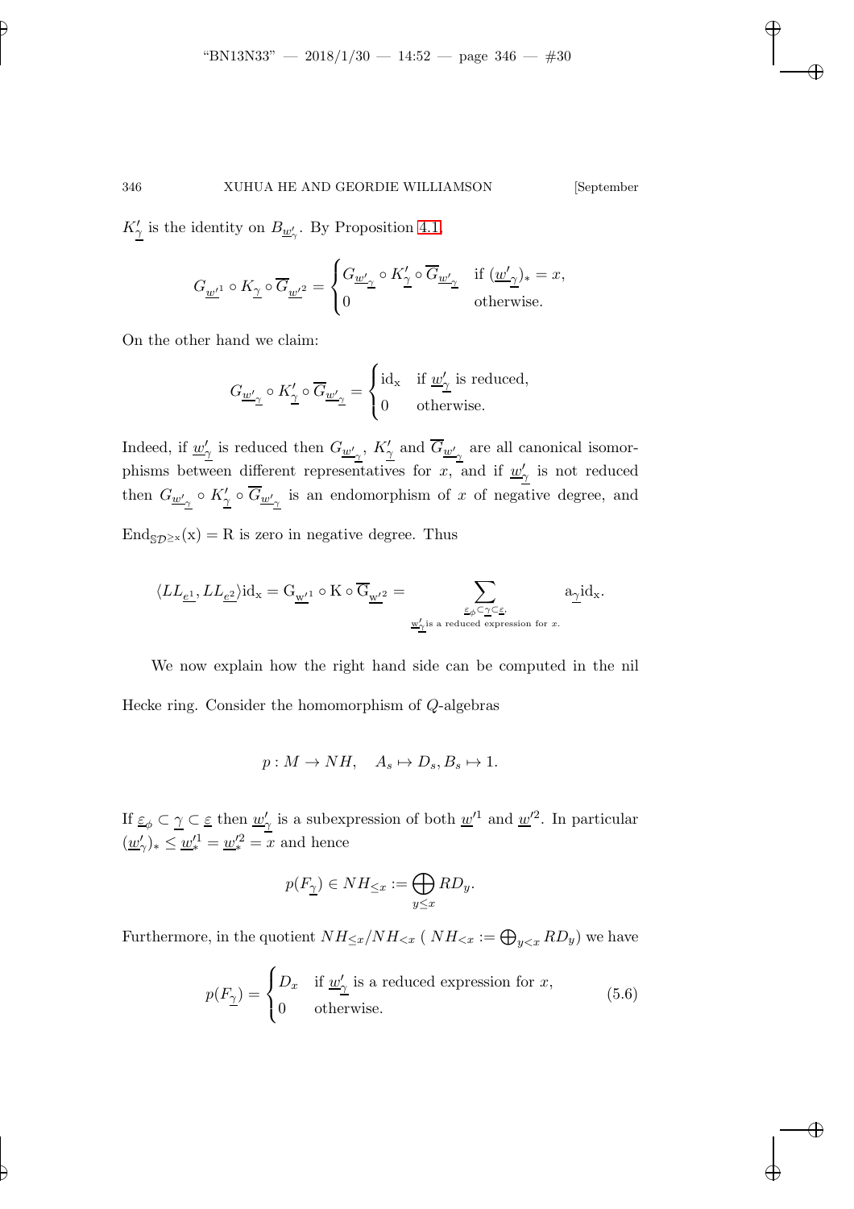$K'_{\underline{\gamma}}$ is the identity on $B_{\underline{w'}_\gamma}$. By Proposition 4.1,

$$G_{\underline{w'}^1} \circ K_{\underline{\gamma}} \circ \overline{G}_{\underline{w'}^2} = \begin{cases} G_{\underline{w'}_{\gamma}} \circ K'_{\underline{\gamma}} \circ \overline{G}_{\underline{w'}_{\gamma}} & \text{if } (\underline{w'}_{\gamma})_* = x, \\ 0 & \text{otherwise.} \end{cases}$$

On the other hand we claim:

$$G_{\underline{w'}_{\gamma}} \circ K'_{\underline{\gamma}} \circ \overline{G}_{\underline{w'}_{\gamma}} = \begin{cases} \mathrm{id_x} & \text{if } \underline{w'}_{\gamma} \text{ is reduced,} \\ 0 & \text{otherwise.} \end{cases}$$

Indeed, if $\underline{w'}_{\gamma}$ is reduced then $G_{\underline{w'}_{\gamma}}$, $K'_{\underline{\gamma}}$ and $\overline{G}_{\underline{w'}_{\gamma}}$ are all canonical isomorphisms between different representatives for $x$, and if $\underline{w'}_{\gamma}$ is not reduced then $G_{\underline{w'}_{\gamma}} \circ K'_{\underline{\gamma}} \circ \overline{G}_{\underline{w'}_{\gamma}}$ is an endomorphism of $x$ of negative degree, and $\mathrm{End}_{\mathbb{SD}^{\geq x}}(\mathrm{x}) = \mathrm{R}$ is zero in negative degree. Thus

$$\langle LL_{\underline{e}^1}, LL_{\underline{e}^2} \rangle \mathrm{id_x} = \mathrm{G}_{\underline{\mathrm{w'}}^1} \circ \mathrm{K} \circ \overline{\mathrm{G}}_{\underline{\mathrm{w'}}^2} = \sum_{\substack{\underline{\varepsilon}_\phi \subset \underline{\gamma} \subset \underline{\varepsilon}, \\ \underline{w'}_{\gamma} \text{is a reduced expression for } x.}} \mathrm{a}_{\underline{\gamma}} \mathrm{id_x}.$$

We now explain how the right hand side can be computed in the nil Hecke ring. Consider the homomorphism of $Q$-algebras

$$p : M \to NH, \quad A_s \mapsto D_s, B_s \mapsto 1.$$

If $\underline{\varepsilon}_\phi \subset \underline{\gamma} \subset \underline{\varepsilon}$ then $\underline{w'}_{\gamma}$ is a subexpression of both $\underline{w}'^1$ and $\underline{w}'^2$. In particular $(\underline{w'}_{\gamma})_* \leq \underline{w}'^1_* = \underline{w}'^2_* = x$ and hence

$$p(F_{\underline{\gamma}}) \in NH_{\leq x} := \bigoplus_{y \leq x} RD_y.$$

Furthermore, in the quotient $NH_{\leq x}/NH_{<x}$ ( $NH_{<x} := \bigoplus_{y<x} RD_y$) we have

$$p(F_{\underline{\gamma}}) = \begin{cases} D_x & \text{if } \underline{w'}_{\gamma} \text{ is a reduced expression for } x, \\ 0 & \text{otherwise.} \end{cases} \tag{5.6}$$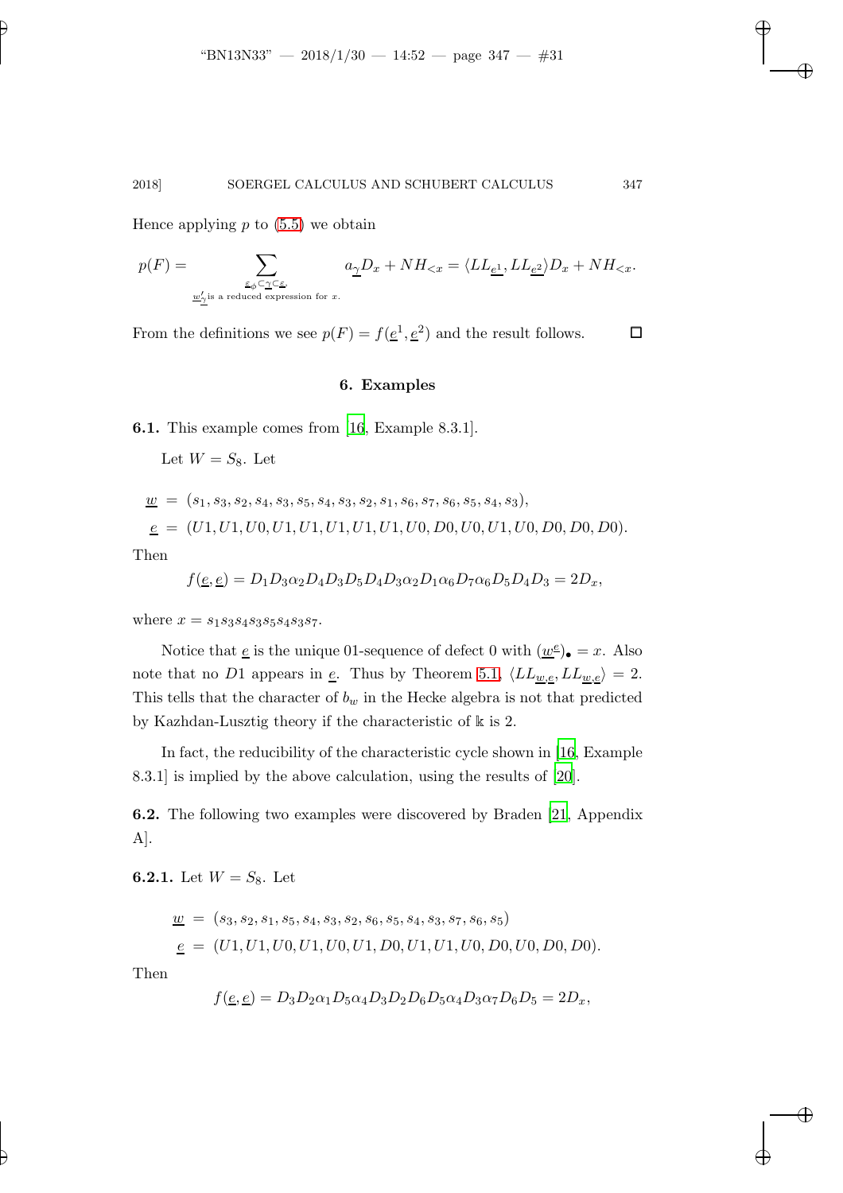Hence applying $p$ to (5.5) we obtain

$$p(F) = \sum_{\substack{\underline{e}_\phi \subset \underline{\gamma} \subset \underline{e}, \\ \underline{w}'_{\underline{\gamma}} \text{ is a reduced expression for } x.}} a_{\underline{\gamma}} D_x + NH_{<x} = \langle LL_{\underline{e}^1}, LL_{\underline{e}^2} \rangle D_x + NH_{<x}.$$

From the definitions we see $p(F) = f(\underline{e}^1, \underline{e}^2)$ and the result follows. □

## 6. Examples

**6.1.** This example comes from [16, Example 8.3.1].

Let $W = S_8$. Let

$$\underline{w} = (s_1, s_3, s_2, s_4, s_3, s_5, s_4, s_3, s_2, s_1, s_6, s_7, s_6, s_5, s_4, s_3),$$
$$\underline{e} = (U1, U1, U0, U1, U1, U1, U1, U1, U0, D0, U0, U1, U0, D0, D0, D0).$$

Then

$$f(\underline{e}, \underline{e}) = D_1 D_3 \alpha_2 D_4 D_3 D_5 D_4 D_3 \alpha_2 D_1 \alpha_6 D_7 \alpha_6 D_5 D_4 D_3 = 2D_x,$$

where $x = s_1 s_3 s_4 s_3 s_5 s_4 s_3 s_7$.

Notice that $\underline{e}$ is the unique 01-sequence of defect 0 with $(\underline{w}^{\underline{e}})_\bullet = x$. Also note that no $D1$ appears in $\underline{e}$. Thus by Theorem 5.1, $\langle LL_{\underline{w},\underline{e}}, LL_{\underline{w},\underline{e}} \rangle = 2$. This tells that the character of $b_w$ in the Hecke algebra is not that predicted by Kazhdan-Lusztig theory if the characteristic of $\Bbbk$ is 2.

In fact, the reducibility of the characteristic cycle shown in [16, Example 8.3.1] is implied by the above calculation, using the results of [20].

**6.2.** The following two examples were discovered by Braden [21, Appendix A].

**6.2.1.** Let $W = S_8$. Let

$$\underline{w} = (s_3, s_2, s_1, s_5, s_4, s_3, s_2, s_6, s_5, s_4, s_3, s_7, s_6, s_5)$$
$$\underline{e} = (U1, U1, U0, U1, U0, U1, D0, U1, U1, U0, D0, U0, D0, D0).$$

Then

$$f(\underline{e}, \underline{e}) = D_3 D_2 \alpha_1 D_5 \alpha_4 D_3 D_2 D_6 D_5 \alpha_4 D_3 \alpha_7 D_6 D_5 = 2D_x,$$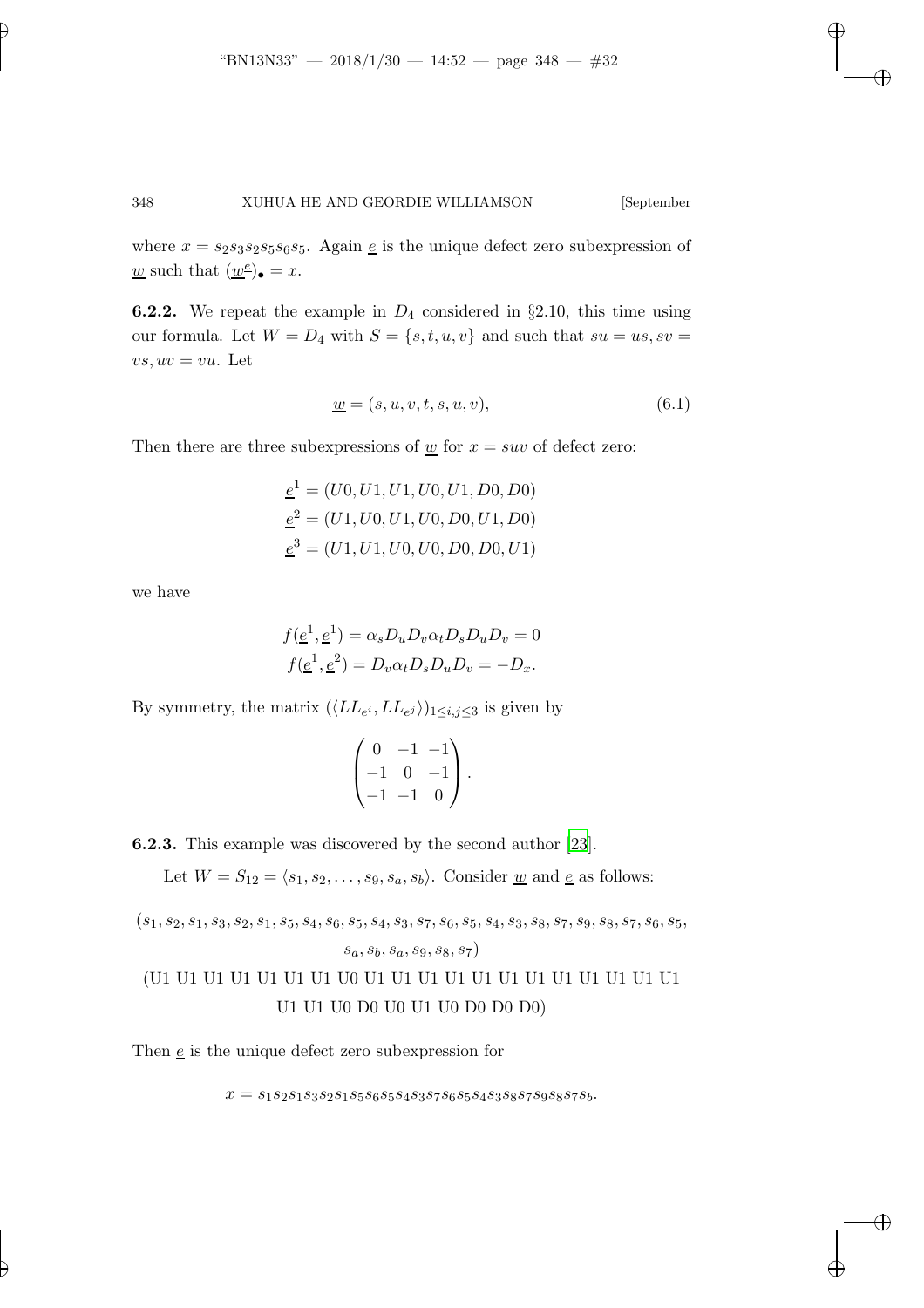where $x = s_2s_3s_2s_5s_6s_5$. Again $\underline{e}$ is the unique defect zero subexpression of $\underline{w}$ such that $(\underline{w}^{\underline{e}})_\bullet = x$.

**6.2.2.** We repeat the example in $D_4$ considered in §2.10, this time using our formula. Let $W = D_4$ with $S = \{s, t, u, v\}$ and such that $su = us, sv = vs, uv = vu$. Let

$$\underline{w} = (s, u, v, t, s, u, v), \tag{6.1}$$

Then there are three subexpressions of $\underline{w}$ for $x = suv$ of defect zero:

$$\underline{e}^1 = (U0, U1, U1, U0, U1, D0, D0)$$
$$\underline{e}^2 = (U1, U0, U1, U0, D0, U1, D0)$$
$$\underline{e}^3 = (U1, U1, U0, U0, D0, D0, U1)$$

we have

$$f(\underline{e}^1, \underline{e}^1) = \alpha_s D_u D_v \alpha_t D_s D_u D_v = 0$$
$$f(\underline{e}^1, \underline{e}^2) = D_v \alpha_t D_s D_u D_v = -D_x.$$

By symmetry, the matrix $(\langle LL_{e^i}, LL_{e^j}\rangle)_{1\le i,j\le 3}$ is given by

$$\begin{pmatrix} 0 & -1 & -1 \\ -1 & 0 & -1 \\ -1 & -1 & 0 \end{pmatrix}.$$

**6.2.3.** This example was discovered by the second author [23].

Let $W = S_{12} = \langle s_1, s_2, \ldots, s_9, s_a, s_b\rangle$. Consider $\underline{w}$ and $\underline{e}$ as follows:

$$(s_1, s_2, s_1, s_3, s_2, s_1, s_5, s_4, s_6, s_5, s_4, s_3, s_7, s_6, s_5, s_4, s_3, s_8, s_7, s_9, s_8, s_7, s_6, s_5, s_a, s_b, s_a, s_9, s_8, s_7)$$

(U1 U1 U1 U1 U1 U1 U1 U0 U1 U1 U1 U1 U1 U1 U1 U1 U1 U1 U1 U1 U1 U1 U0 D0 U0 U1 U0 D0 D0 D0)

Then $\underline{e}$ is the unique defect zero subexpression for

$$x = s_1s_2s_1s_3s_2s_1s_5s_6s_5s_4s_3s_7s_6s_5s_4s_3s_8s_7s_9s_8s_7s_b.$$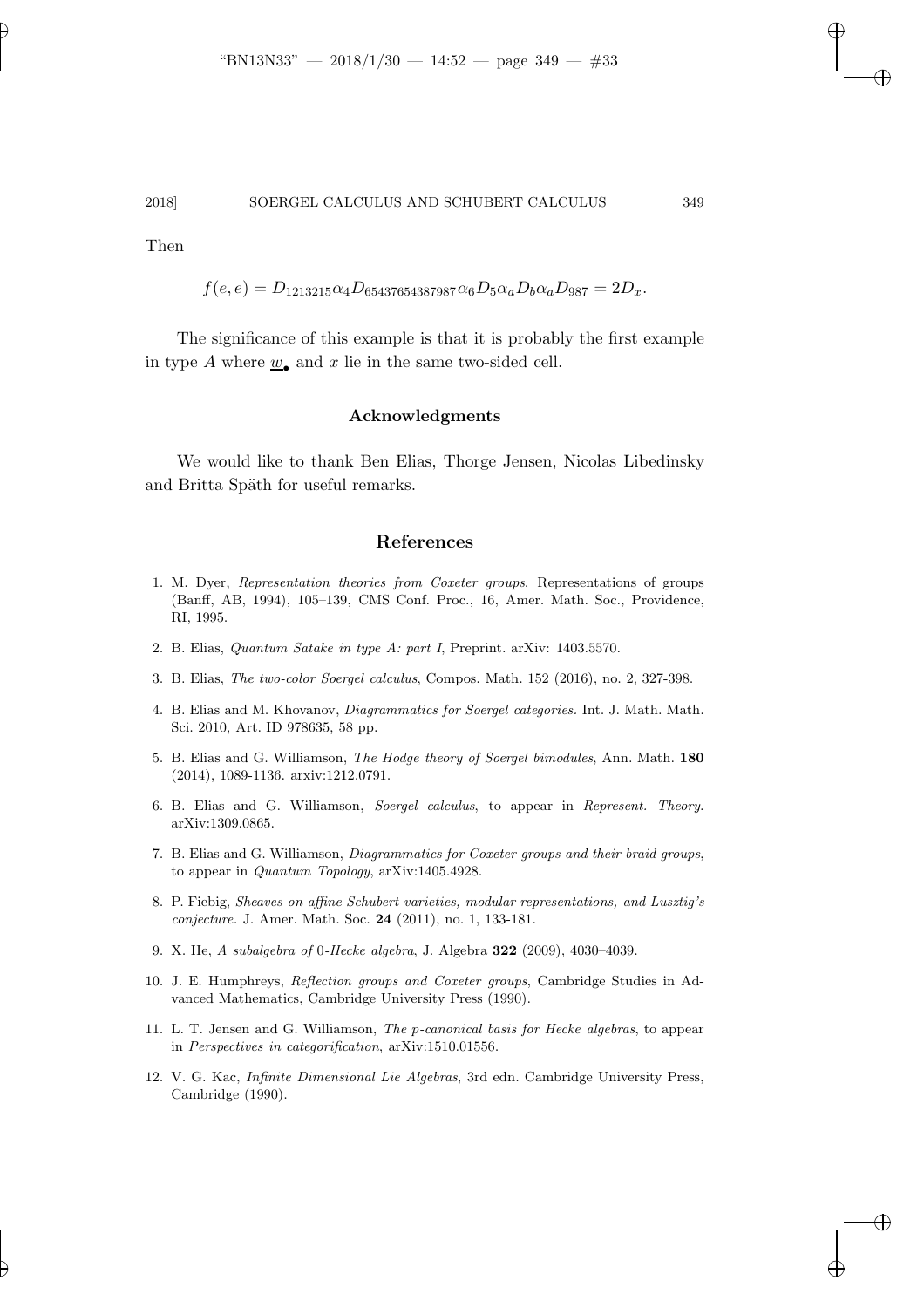Then

$$f(\underline{e}, \underline{e}) = D_{1213215}\alpha_4 D_{65437654387987}\alpha_6 D_5 \alpha_a D_b \alpha_a D_{987} = 2D_x.$$

The significance of this example is that it is probably the first example in type $A$ where $\underline{w}_\bullet$ and $x$ lie in the same two-sided cell.

## Acknowledgments

We would like to thank Ben Elias, Thorge Jensen, Nicolas Libedinsky and Britta Späth for useful remarks.

## References

1. M. Dyer, *Representation theories from Coxeter groups*, Representations of groups (Banff, AB, 1994), 105–139, CMS Conf. Proc., 16, Amer. Math. Soc., Providence, RI, 1995.
2. B. Elias, *Quantum Satake in type A: part I*, Preprint. arXiv: 1403.5570.
3. B. Elias, *The two-color Soergel calculus*, Compos. Math. 152 (2016), no. 2, 327-398.
4. B. Elias and M. Khovanov, *Diagrammatics for Soergel categories*. Int. J. Math. Math. Sci. 2010, Art. ID 978635, 58 pp.
5. B. Elias and G. Williamson, *The Hodge theory of Soergel bimodules*, Ann. Math. **180** (2014), 1089-1136. arxiv:1212.0791.
6. B. Elias and G. Williamson, *Soergel calculus*, to appear in *Represent. Theory*. arXiv:1309.0865.
7. B. Elias and G. Williamson, *Diagrammatics for Coxeter groups and their braid groups*, to appear in *Quantum Topology*, arXiv:1405.4928.
8. P. Fiebig, *Sheaves on affine Schubert varieties, modular representations, and Lusztig's conjecture*. J. Amer. Math. Soc. **24** (2011), no. 1, 133-181.
9. X. He, *A subalgebra of 0-Hecke algebra*, J. Algebra **322** (2009), 4030–4039.
10. J. E. Humphreys, *Reflection groups and Coxeter groups*, Cambridge Studies in Advanced Mathematics, Cambridge University Press (1990).
11. L. T. Jensen and G. Williamson, *The p-canonical basis for Hecke algebras*, to appear in *Perspectives in categorification*, arXiv:1510.01556.
12. V. G. Kac, *Infinite Dimensional Lie Algebras*, 3rd edn. Cambridge University Press, Cambridge (1990).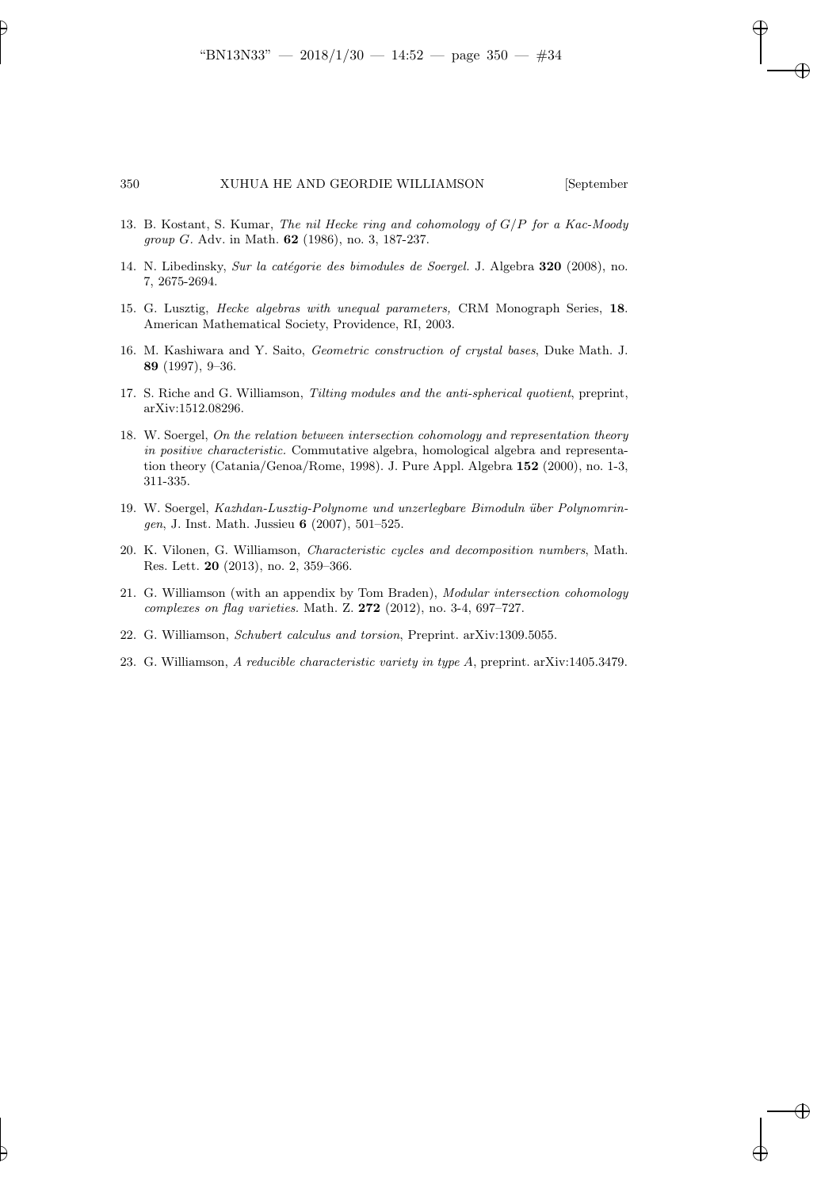13. B. Kostant, S. Kumar, *The nil Hecke ring and cohomology of $G/P$ for a Kac-Moody group $G$*. Adv. in Math. **62** (1986), no. 3, 187-237.

14. N. Libedinsky, *Sur la catégorie des bimodules de Soergel*. J. Algebra **320** (2008), no. 7, 2675-2694.

15. G. Lusztig, *Hecke algebras with unequal parameters,* CRM Monograph Series, **18**. American Mathematical Society, Providence, RI, 2003.

16. M. Kashiwara and Y. Saito, *Geometric construction of crystal bases*, Duke Math. J. **89** (1997), 9–36.

17. S. Riche and G. Williamson, *Tilting modules and the anti-spherical quotient*, preprint, arXiv:1512.08296.

18. W. Soergel, *On the relation between intersection cohomology and representation theory in positive characteristic.* Commutative algebra, homological algebra and representation theory (Catania/Genoa/Rome, 1998). J. Pure Appl. Algebra **152** (2000), no. 1-3, 311-335.

19. W. Soergel, *Kazhdan-Lusztig-Polynome und unzerlegbare Bimoduln über Polynomringen*, J. Inst. Math. Jussieu **6** (2007), 501–525.

20. K. Vilonen, G. Williamson, *Characteristic cycles and decomposition numbers*, Math. Res. Lett. **20** (2013), no. 2, 359–366.

21. G. Williamson (with an appendix by Tom Braden), *Modular intersection cohomology complexes on flag varieties.* Math. Z. **272** (2012), no. 3-4, 697–727.

22. G. Williamson, *Schubert calculus and torsion*, Preprint. arXiv:1309.5055.

23. G. Williamson, *A reducible characteristic variety in type A*, preprint. arXiv:1405.3479.